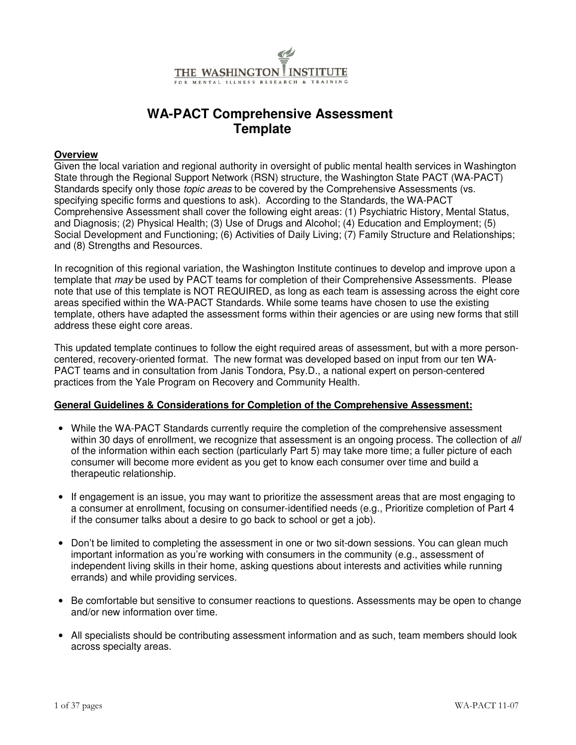THE WASHINGTON INSTITUTE
FOR MENTAL ILLNESS RESEARCH & TRAINING

# WA-PACT Comprehensive Assessment Template

**Overview**

Given the local variation and regional authority in oversight of public mental health services in Washington State through the Regional Support Network (RSN) structure, the Washington State PACT (WA-PACT) Standards specify only those *topic areas* to be covered by the Comprehensive Assessments (vs. specifying specific forms and questions to ask). According to the Standards, the WA-PACT Comprehensive Assessment shall cover the following eight areas: (1) Psychiatric History, Mental Status, and Diagnosis; (2) Physical Health; (3) Use of Drugs and Alcohol; (4) Education and Employment; (5) Social Development and Functioning; (6) Activities of Daily Living; (7) Family Structure and Relationships; and (8) Strengths and Resources.

In recognition of this regional variation, the Washington Institute continues to develop and improve upon a template that *may* be used by PACT teams for completion of their Comprehensive Assessments. Please note that use of this template is NOT REQUIRED, as long as each team is assessing across the eight core areas specified within the WA-PACT Standards. While some teams have chosen to use the existing template, others have adapted the assessment forms within their agencies or are using new forms that still address these eight core areas.

This updated template continues to follow the eight required areas of assessment, but with a more person-centered, recovery-oriented format. The new format was developed based on input from our ten WA-PACT teams and in consultation from Janis Tondora, Psy.D., a national expert on person-centered practices from the Yale Program on Recovery and Community Health.

**General Guidelines & Considerations for Completion of the Comprehensive Assessment:**

- While the WA-PACT Standards currently require the completion of the comprehensive assessment within 30 days of enrollment, we recognize that assessment is an ongoing process. The collection of *all* of the information within each section (particularly Part 5) may take more time; a fuller picture of each consumer will become more evident as you get to know each consumer over time and build a therapeutic relationship.

- If engagement is an issue, you may want to prioritize the assessment areas that are most engaging to a consumer at enrollment, focusing on consumer-identified needs (e.g., Prioritize completion of Part 4 if the consumer talks about a desire to go back to school or get a job).

- Don't be limited to completing the assessment in one or two sit-down sessions. You can glean much important information as you're working with consumers in the community (e.g., assessment of independent living skills in their home, asking questions about interests and activities while running errands) and while providing services.

- Be comfortable but sensitive to consumer reactions to questions. Assessments may be open to change and/or new information over time.

- All specialists should be contributing assessment information and as such, team members should look across specialty areas.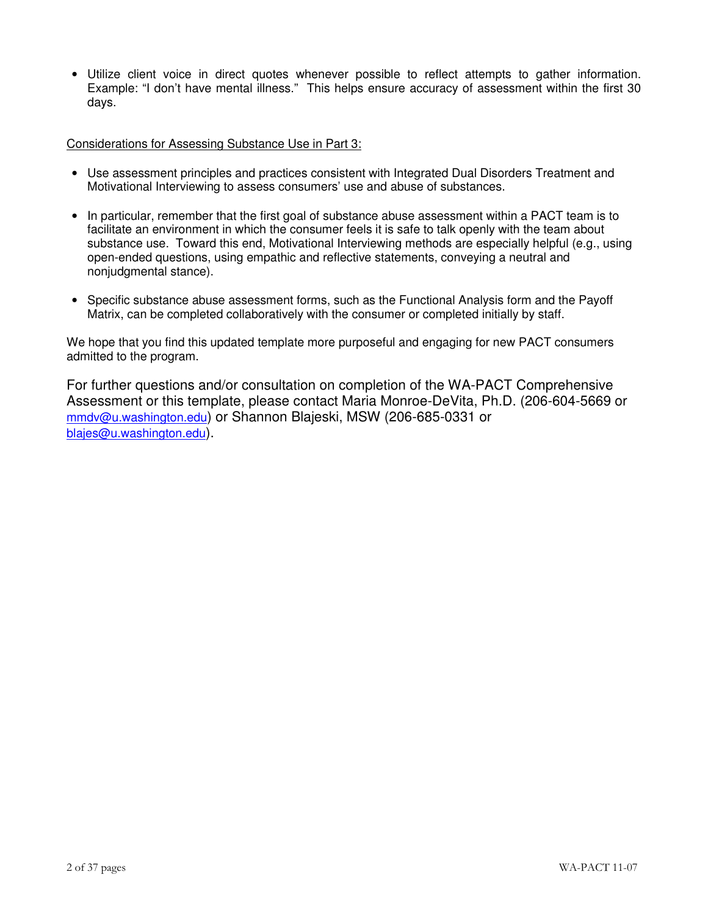- Utilize client voice in direct quotes whenever possible to reflect attempts to gather information. Example: "I don't have mental illness." This helps ensure accuracy of assessment within the first 30 days.

<u>Considerations for Assessing Substance Use in Part 3:</u>

- Use assessment principles and practices consistent with Integrated Dual Disorders Treatment and Motivational Interviewing to assess consumers' use and abuse of substances.

- In particular, remember that the first goal of substance abuse assessment within a PACT team is to facilitate an environment in which the consumer feels it is safe to talk openly with the team about substance use. Toward this end, Motivational Interviewing methods are especially helpful (e.g., using open-ended questions, using empathic and reflective statements, conveying a neutral and nonjudgmental stance).

- Specific substance abuse assessment forms, such as the Functional Analysis form and the Payoff Matrix, can be completed collaboratively with the consumer or completed initially by staff.

We hope that you find this updated template more purposeful and engaging for new PACT consumers admitted to the program.

For further questions and/or consultation on completion of the WA-PACT Comprehensive Assessment or this template, please contact Maria Monroe-DeVita, Ph.D. (206-604-5669 or mmdv@u.washington.edu) or Shannon Blajeski, MSW (206-685-0331 or blajes@u.washington.edu).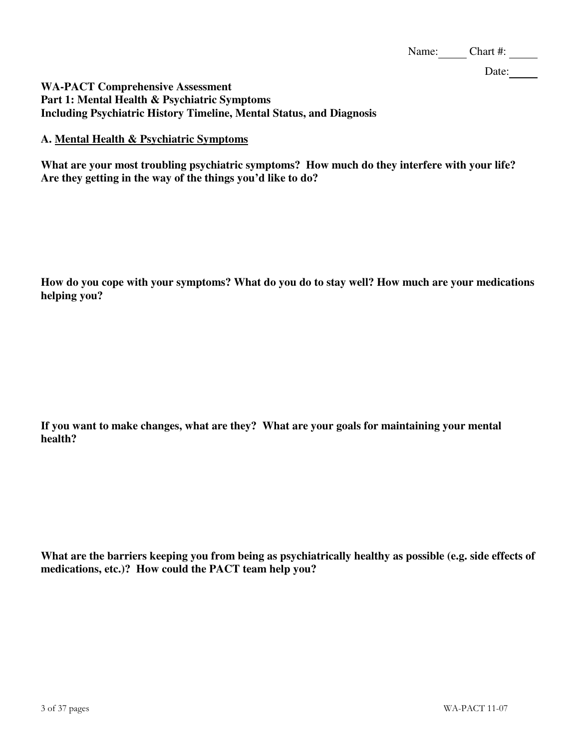Name: \_\_\_\_\_ Chart #: \_\_\_\_\_

Date: \_\_\_\_\_

**WA-PACT Comprehensive Assessment**
**Part 1: Mental Health & Psychiatric Symptoms**
**Including Psychiatric History Timeline, Mental Status, and Diagnosis**

**A. <u>Mental Health & Psychiatric Symptoms</u>**

**What are your most troubling psychiatric symptoms? How much do they interfere with your life? Are they getting in the way of the things you'd like to do?**

**How do you cope with your symptoms? What do you do to stay well? How much are your medications helping you?**

**If you want to make changes, what are they? What are your goals for maintaining your mental health?**

**What are the barriers keeping you from being as psychiatrically healthy as possible (e.g. side effects of medications, etc.)? How could the PACT team help you?**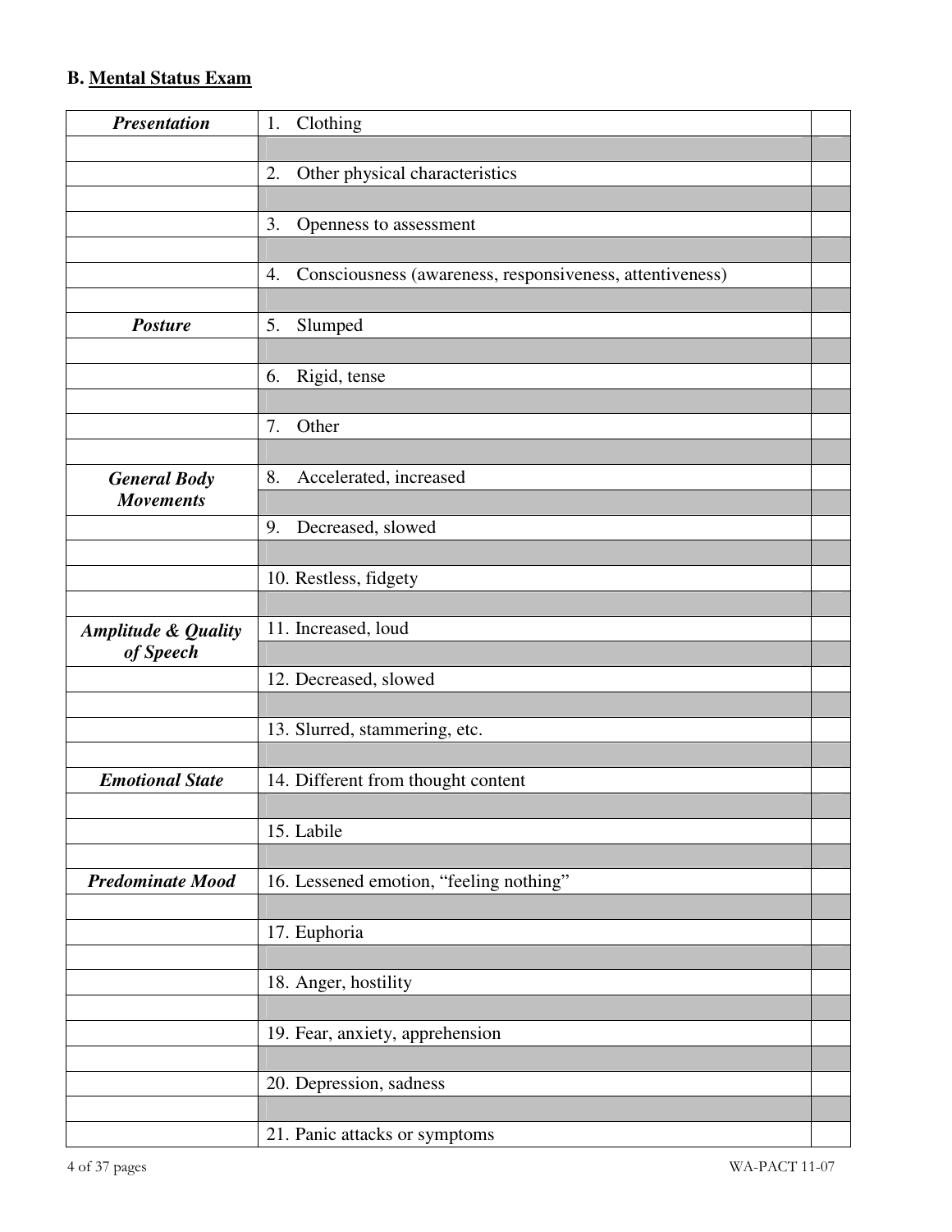## B. Mental Status Exam

| | | |
|---|---|---|
| ***Presentation*** | 1. Clothing | |
| | | |
| | 2. Other physical characteristics | |
| | | |
| | 3. Openness to assessment | |
| | | |
| | 4. Consciousness (awareness, responsiveness, attentiveness) | |
| | | |
| ***Posture*** | 5. Slumped | |
| | | |
| | 6. Rigid, tense | |
| | | |
| | 7. Other | |
| | | |
| ***General Body Movements*** | 8. Accelerated, increased | |
| | | |
| | 9. Decreased, slowed | |
| | | |
| | 10. Restless, fidgety | |
| | | |
| ***Amplitude & Quality of Speech*** | 11. Increased, loud | |
| | | |
| | 12. Decreased, slowed | |
| | | |
| | 13. Slurred, stammering, etc. | |
| | | |
| ***Emotional State*** | 14. Different from thought content | |
| | | |
| | 15. Labile | |
| | | |
| ***Predominate Mood*** | 16. Lessened emotion, "feeling nothing" | |
| | | |
| | 17. Euphoria | |
| | | |
| | 18. Anger, hostility | |
| | | |
| | 19. Fear, anxiety, apprehension | |
| | | |
| | 20. Depression, sadness | |
| | | |
| | 21. Panic attacks or symptoms | |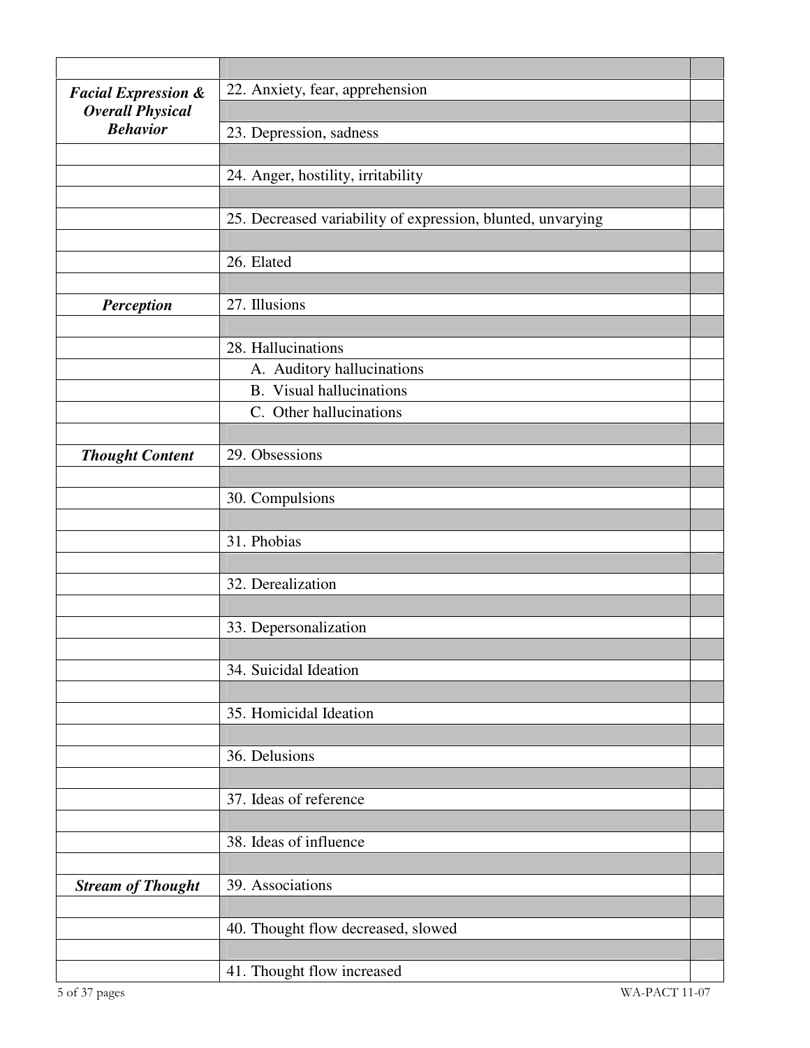| | | |
|---|---|---|
| ***Facial Expression & Overall Physical Behavior*** | 22. Anxiety, fear, apprehension | |
| | | |
| | 23. Depression, sadness | |
| | | |
| | 24. Anger, hostility, irritability | |
| | | |
| | 25. Decreased variability of expression, blunted, unvarying | |
| | | |
| | 26. Elated | |
| | | |
| ***Perception*** | 27. Illusions | |
| | | |
| | 28. Hallucinations | |
| | A. Auditory hallucinations | |
| | B. Visual hallucinations | |
| | C. Other hallucinations | |
| | | |
| ***Thought Content*** | 29. Obsessions | |
| | | |
| | 30. Compulsions | |
| | | |
| | 31. Phobias | |
| | | |
| | 32. Derealization | |
| | | |
| | 33. Depersonalization | |
| | | |
| | 34. Suicidal Ideation | |
| | | |
| | 35. Homicidal Ideation | |
| | | |
| | 36. Delusions | |
| | | |
| | 37. Ideas of reference | |
| | | |
| | 38. Ideas of influence | |
| | | |
| ***Stream of Thought*** | 39. Associations | |
| | | |
| | 40. Thought flow decreased, slowed | |
| | | |
| | 41. Thought flow increased | |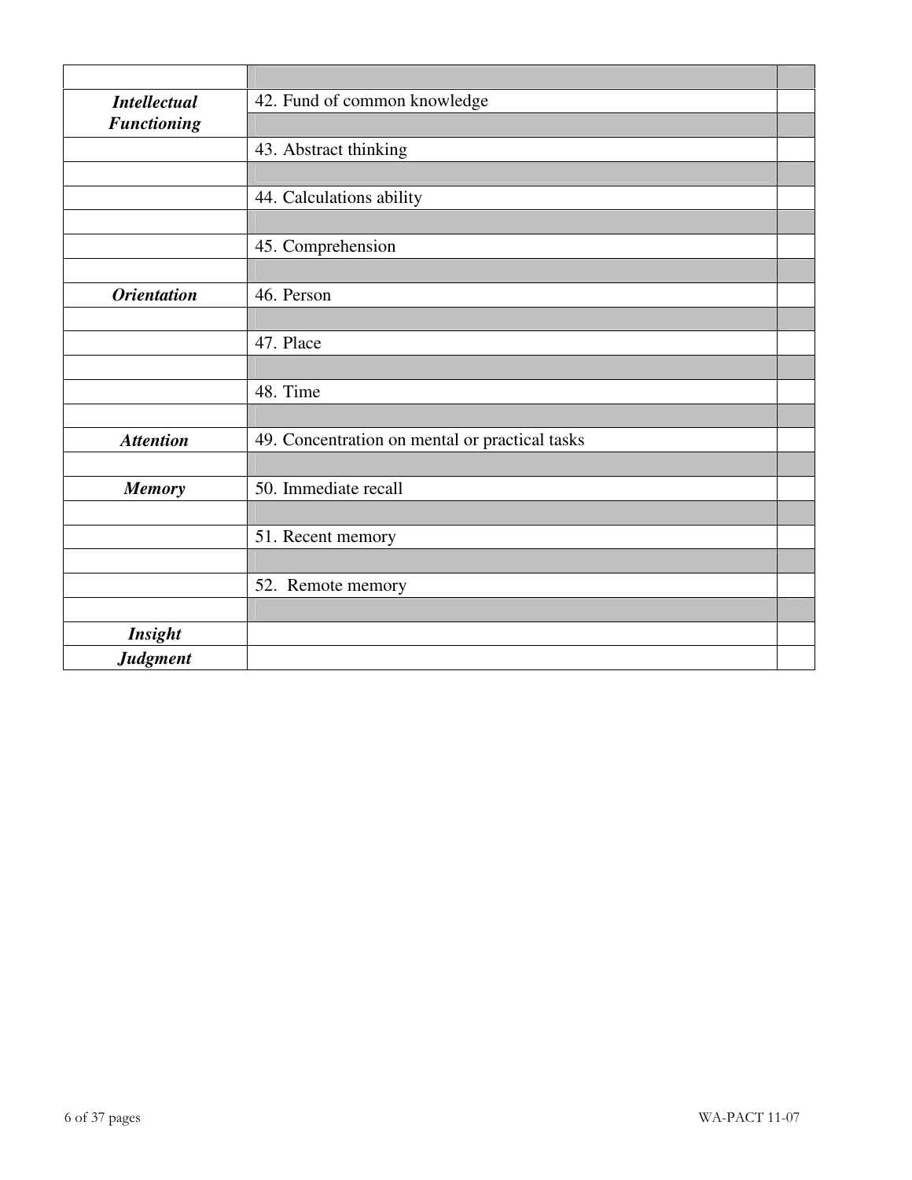| | | |
|---|---|---|
| | | |
| ***Intellectual Functioning*** | 42. Fund of common knowledge | |
| | | |
| | 43. Abstract thinking | |
| | | |
| | 44. Calculations ability | |
| | | |
| | 45. Comprehension | |
| | | |
| ***Orientation*** | 46. Person | |
| | | |
| | 47. Place | |
| | | |
| | 48. Time | |
| | | |
| ***Attention*** | 49. Concentration on mental or practical tasks | |
| | | |
| ***Memory*** | 50. Immediate recall | |
| | | |
| | 51. Recent memory | |
| | | |
| | 52. Remote memory | |
| | | |
| ***Insight*** | | |
| ***Judgment*** | | |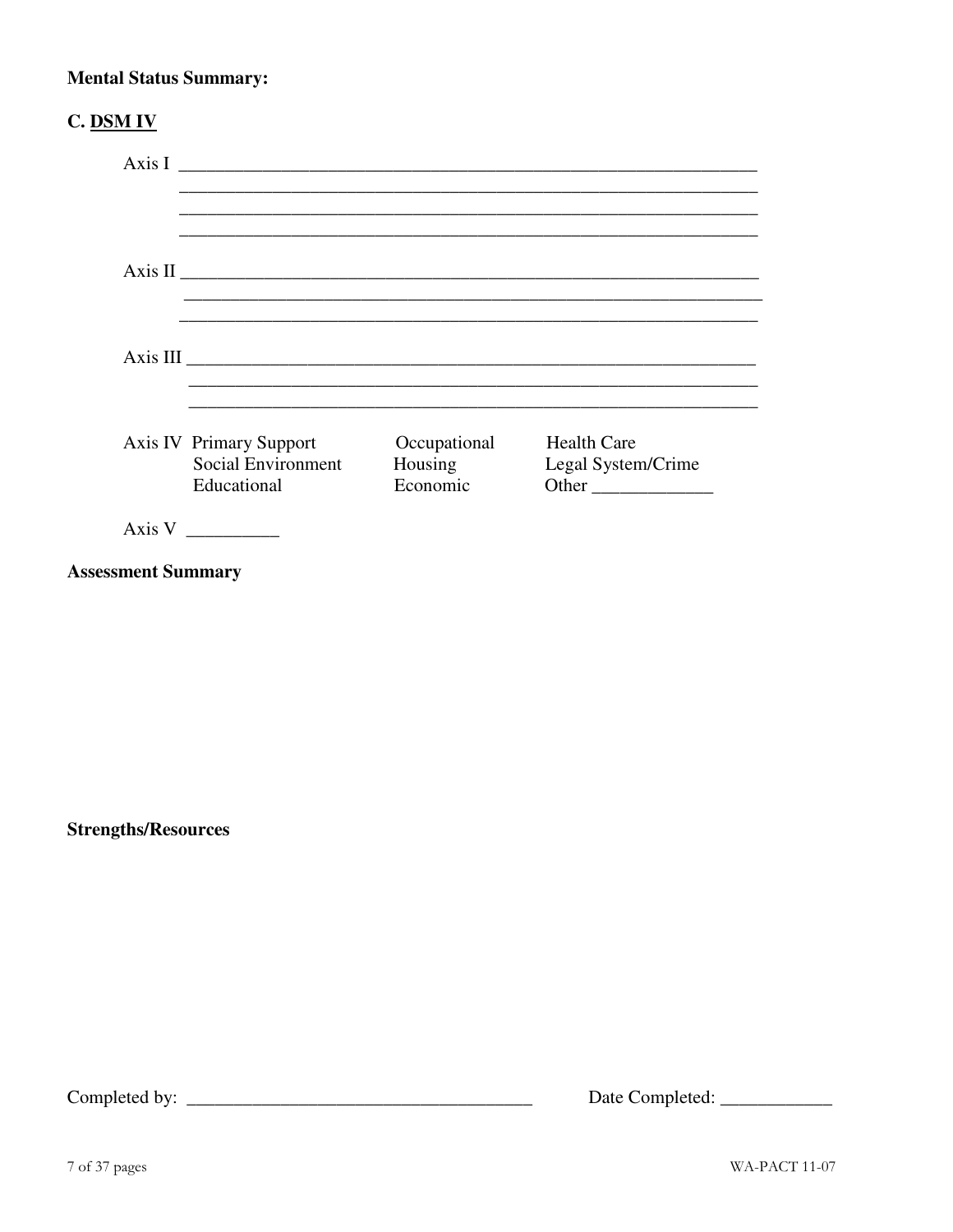**Mental Status Summary:**

**C. DSM IV**

Axis I ______________________________________________________________
______________________________________________________________
______________________________________________________________
______________________________________________________________

Axis II ______________________________________________________________
______________________________________________________________
______________________________________________________________

Axis III ______________________________________________________________
______________________________________________________________
______________________________________________________________

| Axis IV | | | |
|---|---|---|---|
| | Primary Support | Occupational | Health Care |
| | Social Environment | Housing | Legal System/Crime |
| | Educational | Economic | Other _____________ |

Axis V __________

**Assessment Summary**

**Strengths/Resources**

Completed by: _____________________________________ Date Completed: ____________

WA-PACT 11-07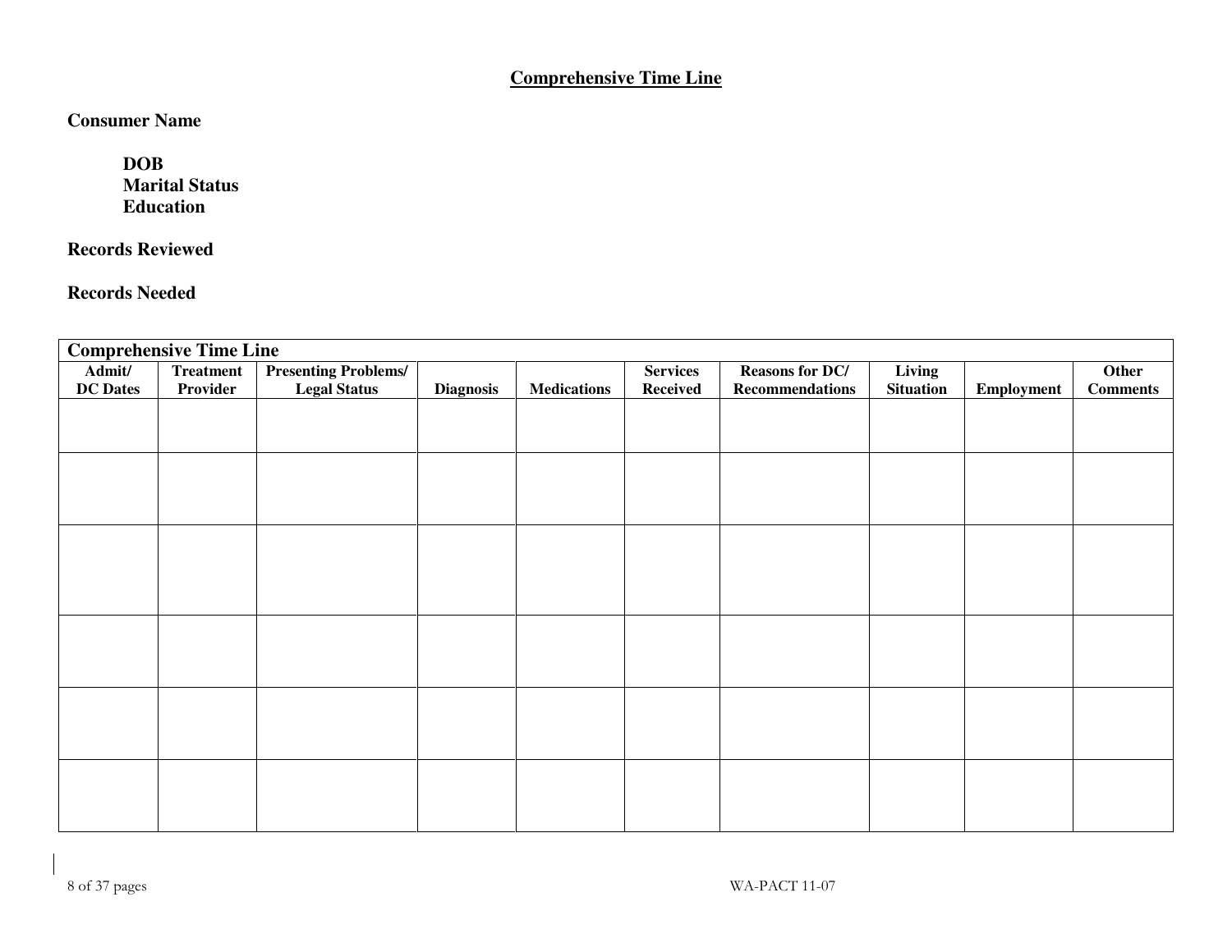## Comprehensive Time Line

**Consumer Name**

**DOB**
**Marital Status**
**Education**

**Records Reviewed**

**Records Needed**

| **Comprehensive Time Line** | | | | | | | | | |
|---|---|---|---|---|---|---|---|---|---|
| **Admit/ DC Dates** | **Treatment Provider** | **Presenting Problems/ Legal Status** | **Diagnosis** | **Medications** | **Services Received** | **Reasons for DC/ Recommendations** | **Living Situation** | **Employment** | **Other Comments** |
| | | | | | | | | | |
| | | | | | | | | | |
| | | | | | | | | | |
| | | | | | | | | | |
| | | | | | | | | | |
| | | | | | | | | | |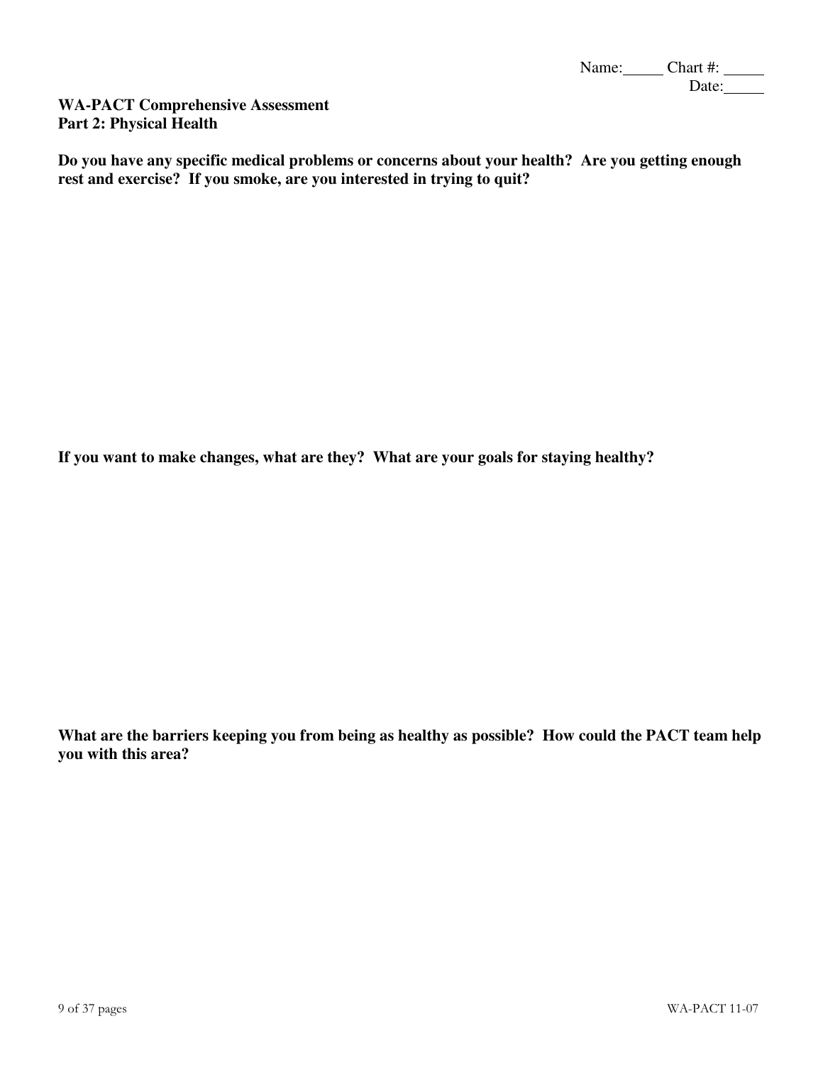Name:_____ Chart #: _____
Date:_____

**WA-PACT Comprehensive Assessment**
**Part 2: Physical Health**

**Do you have any specific medical problems or concerns about your health? Are you getting enough rest and exercise? If you smoke, are you interested in trying to quit?**

**If you want to make changes, what are they? What are your goals for staying healthy?**

**What are the barriers keeping you from being as healthy as possible? How could the PACT team help you with this area?**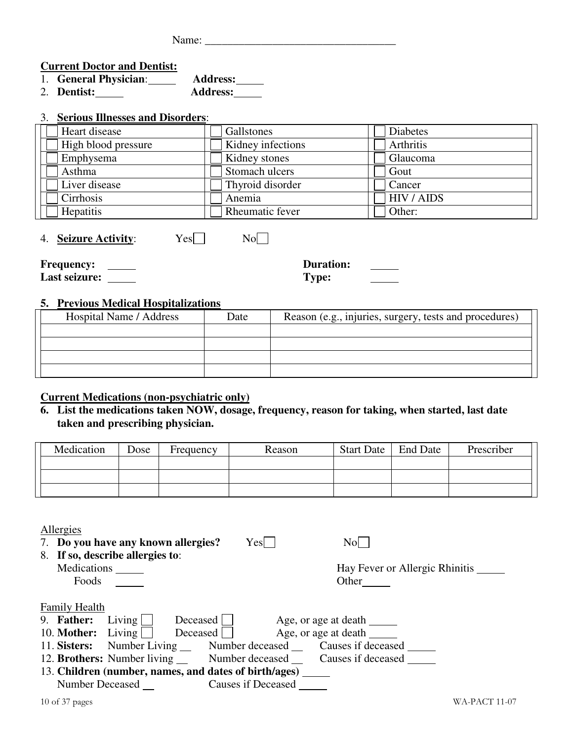Name: ___________________________________

**Current Doctor and Dentist:**

1. **General Physician**: _____ **Address:** _____
2. **Dentist:** _____ **Address:** _____

3. **Serious Illnesses and Disorders**:

| | | |
|---|---|---|
| ☐ Heart disease | ☐ Gallstones | ☐ Diabetes |
| ☐ High blood pressure | ☐ Kidney infections | ☐ Arthritis |
| ☐ Emphysema | ☐ Kidney stones | ☐ Glaucoma |
| ☐ Asthma | ☐ Stomach ulcers | ☐ Gout |
| ☐ Liver disease | ☐ Thyroid disorder | ☐ Cancer |
| ☐ Cirrhosis | ☐ Anemia | ☐ HIV / AIDS |
| ☐ Hepatitis | ☐ Rheumatic fever | ☐ Other: |

4. **Seizure Activity**: Yes ☐ No ☐

**Frequency:** _____ **Duration:** _____
**Last seizure:** _____ **Type:** _____

**5. Previous Medical Hospitalizations**

| Hospital Name / Address | Date | Reason (e.g., injuries, surgery, tests and procedures) |
|---|---|---|
| | | |
| | | |
| | | |
| | | |

**Current Medications (non-psychiatric only)**

**6. List the medications taken NOW, dosage, frequency, reason for taking, when started, last date taken and prescribing physician.**

| Medication | Dose | Frequency | Reason | Start Date | End Date | Prescriber |
|---|---|---|---|---|---|---|
| | | | | | | |
| | | | | | | |
| | | | | | | |

Allergies

7. **Do you have any known allergies?** Yes ☐ No ☐
8. **If so, describe allergies to**:
   Medications _____ Hay Fever or Allergic Rhinitis _____
   Foods _____ Other _____

Family Health

9. **Father:** Living ☐ Deceased ☐ Age, or age at death _____
10. **Mother:** Living ☐ Deceased ☐ Age, or age at death _____
11. **Sisters:** Number Living __ Number deceased __ Causes if deceased _____
12. **Brothers:** Number living __ Number deceased __ Causes if deceased _____
13. **Children (number, names, and dates of birth/ages)** _____
    Number Deceased __ Causes if Deceased _____

WA-PACT 11-07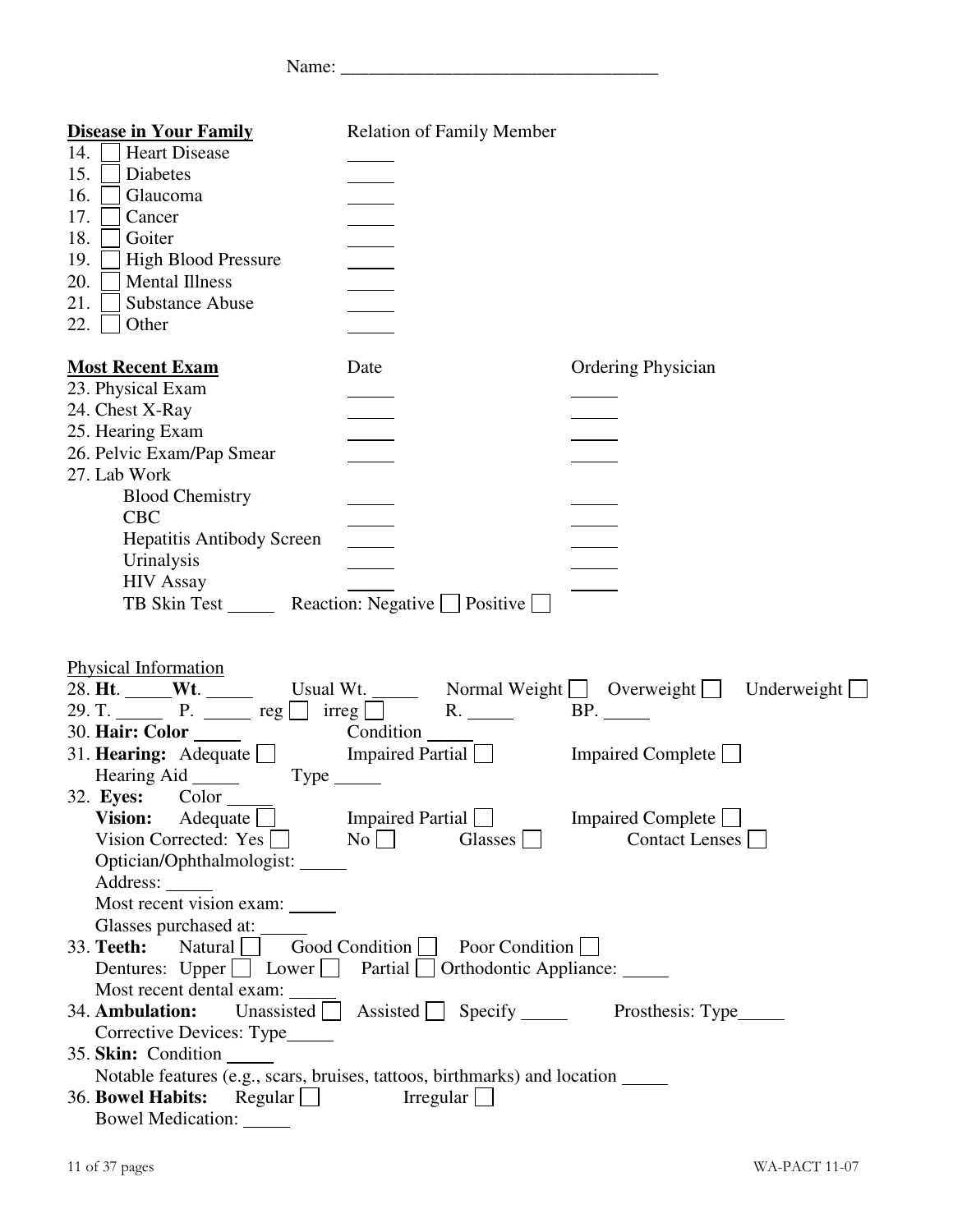Name: ___________________________________

| **Disease in Your Family** | Relation of Family Member |
|---|---|
| 14. ☐ Heart Disease | _____ |
| 15. ☐ Diabetes | _____ |
| 16. ☐ Glaucoma | _____ |
| 17. ☐ Cancer | _____ |
| 18. ☐ Goiter | _____ |
| 19. ☐ High Blood Pressure | _____ |
| 20. ☐ Mental Illness | _____ |
| 21. ☐ Substance Abuse | _____ |
| 22. ☐ Other | _____ |

| **Most Recent Exam** | Date | Ordering Physician |
|---|---|---|
| 23. Physical Exam | _____ | _____ |
| 24. Chest X-Ray | _____ | _____ |
| 25. Hearing Exam | _____ | _____ |
| 26. Pelvic Exam/Pap Smear | _____ | _____ |
| 27. Lab Work | | |
| Blood Chemistry | _____ | _____ |
| CBC | _____ | _____ |
| Hepatitis Antibody Screen | _____ | _____ |
| Urinalysis | _____ | _____ |
| HIV Assay | _____ | _____ |

TB Skin Test _____ Reaction: Negative ☐ Positive ☐

Physical Information

28. **Ht**. _____ **Wt**. _____ Usual Wt. _____ Normal Weight ☐ Overweight ☐ Underweight ☐

29. T. _____ P. _____ reg ☐ irreg ☐ R. _____ BP. _____

30. **Hair: Color** _____ Condition _____

31. **Hearing:** Adequate ☐ Impaired Partial ☐ Impaired Complete ☐
    Hearing Aid _____ Type _____

32. **Eyes:** Color _____
    **Vision:** Adequate ☐ Impaired Partial ☐ Impaired Complete ☐
    Vision Corrected: Yes ☐ No ☐ Glasses ☐ Contact Lenses ☐
    Optician/Ophthalmologist: _____
    Address: _____
    Most recent vision exam: _____
    Glasses purchased at: _____

33. **Teeth:** Natural ☐ Good Condition ☐ Poor Condition ☐
    Dentures: Upper ☐ Lower ☐ Partial ☐ Orthodontic Appliance: _____
    Most recent dental exam: _____

34. **Ambulation:** Unassisted ☐ Assisted ☐ Specify _____ Prosthesis: Type_____
    Corrective Devices: Type_____

35. **Skin:** Condition _____
    Notable features (e.g., scars, bruises, tattoos, birthmarks) and location _____

36. **Bowel Habits:** Regular ☐ Irregular ☐
    Bowel Medication: _____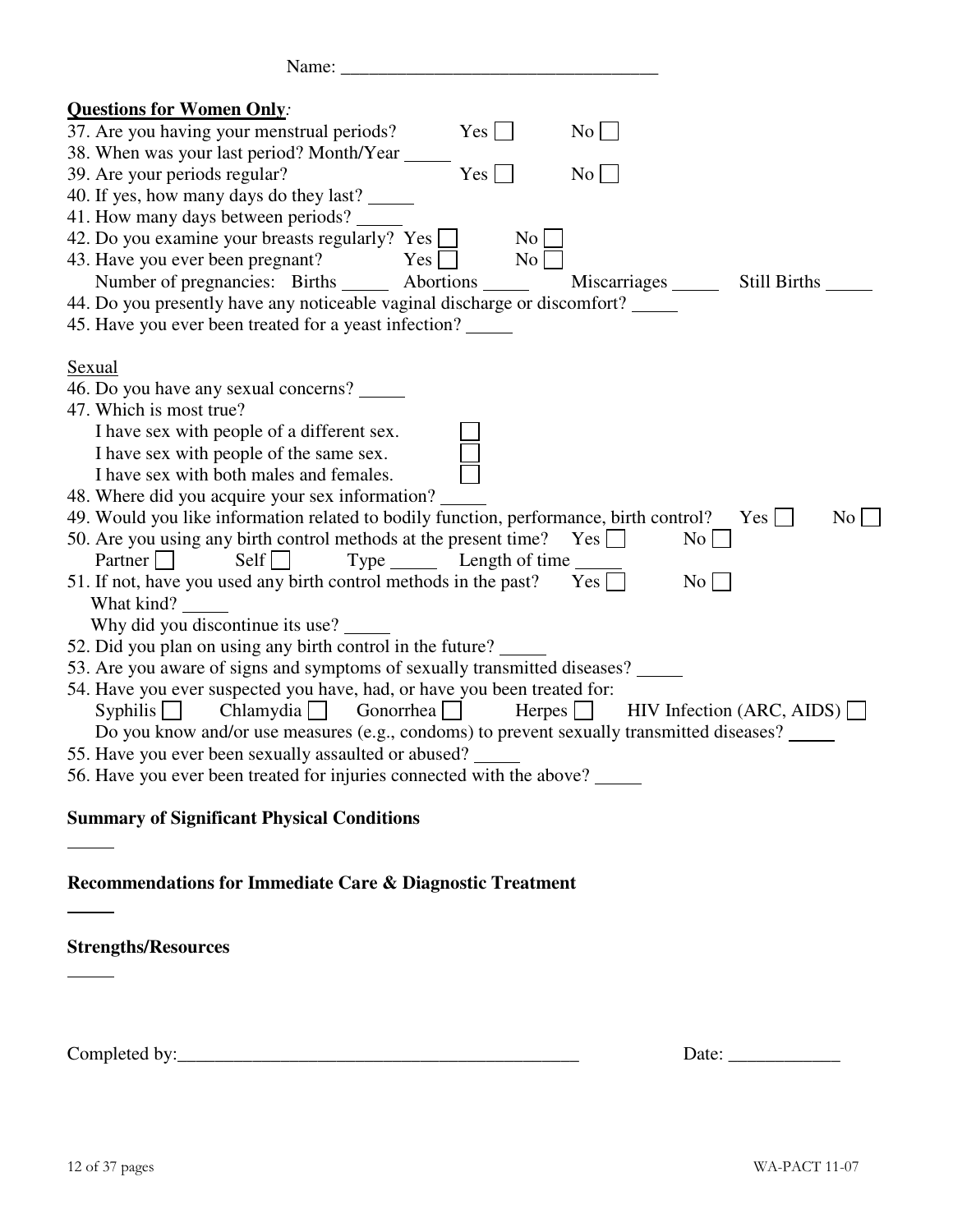Name: ___________________________________

**Questions for Women Only***:*

37. Are you having your menstrual periods? Yes ☐ No ☐
38. When was your last period? Month/Year _____
39. Are your periods regular? Yes ☐ No ☐
40. If yes, how many days do they last? _____
41. How many days between periods? _____
42. Do you examine your breasts regularly? Yes ☐ No ☐
43. Have you ever been pregnant? Yes ☐ No ☐
    Number of pregnancies: Births _____ Abortions _____ Miscarriages _____ Still Births _____
44. Do you presently have any noticeable vaginal discharge or discomfort? _____
45. Have you ever been treated for a yeast infection? _____

Sexual

46. Do you have any sexual concerns? _____
47. Which is most true?
    I have sex with people of a different sex. ☐
    I have sex with people of the same sex. ☐
    I have sex with both males and females. ☐
48. Where did you acquire your sex information? _____
49. Would you like information related to bodily function, performance, birth control? Yes ☐ No ☐
50. Are you using any birth control methods at the present time? Yes ☐ No ☐
    Partner ☐ Self ☐ Type _____ Length of time _____
51. If not, have you used any birth control methods in the past? Yes ☐ No ☐
    What kind? _____
    Why did you discontinue its use? _____
52. Did you plan on using any birth control in the future? _____
53. Are you aware of signs and symptoms of sexually transmitted diseases? _____
54. Have you ever suspected you have, had, or have you been treated for:
    Syphilis ☐ Chlamydia ☐ Gonorrhea ☐ Herpes ☐ HIV Infection (ARC, AIDS) ☐
    Do you know and/or use measures (e.g., condoms) to prevent sexually transmitted diseases? _____
55. Have you ever been sexually assaulted or abused? _____
56. Have you ever been treated for injuries connected with the above? _____

**Summary of Significant Physical Conditions**

_____

**Recommendations for Immediate Care & Diagnostic Treatment**

_____

**Strengths/Resources**

_____

Completed by:_____________________________________________ Date: ____________

WA-PACT 11-07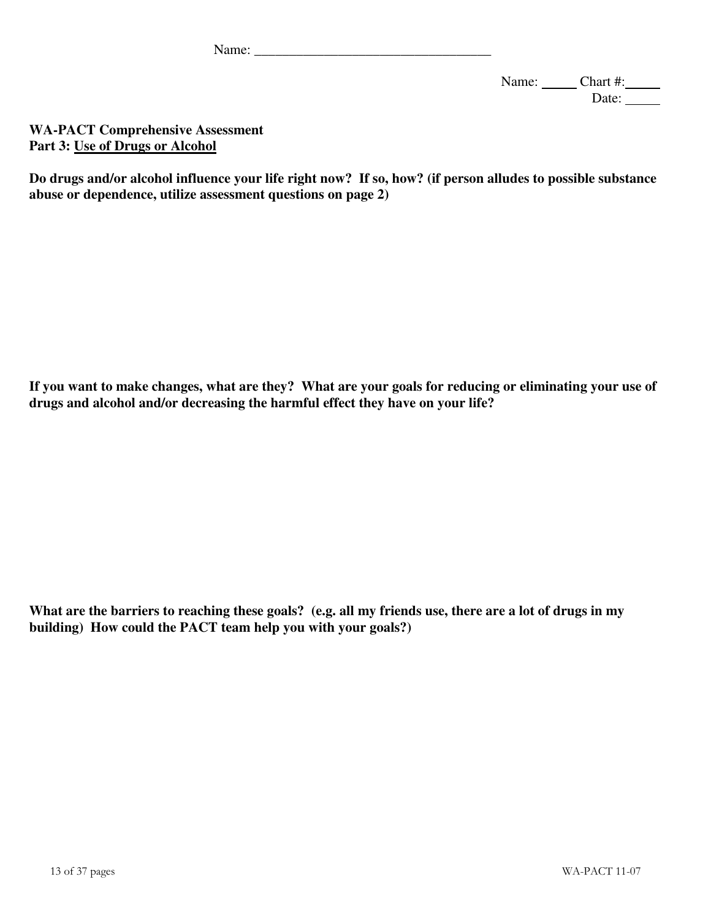Name: ___________________________________

Name: _____ Chart #: _____
Date: _____

**WA-PACT Comprehensive Assessment**
**Part 3: Use of Drugs or Alcohol**

**Do drugs and/or alcohol influence your life right now? If so, how? (if person alludes to possible substance abuse or dependence, utilize assessment questions on page 2)**

**If you want to make changes, what are they? What are your goals for reducing or eliminating your use of drugs and alcohol and/or decreasing the harmful effect they have on your life?**

**What are the barriers to reaching these goals? (e.g. all my friends use, there are a lot of drugs in my building) How could the PACT team help you with your goals?)**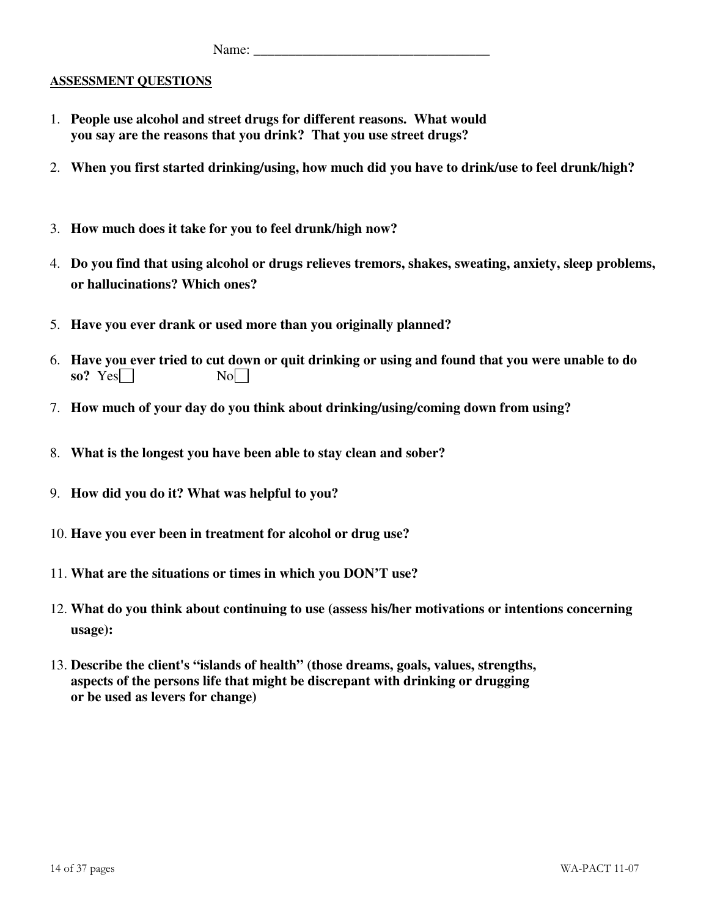Name: ___________________________________

<u>**ASSESSMENT QUESTIONS**</u>

1. **People use alcohol and street drugs for different reasons. What would you say are the reasons that you drink? That you use street drugs?**

2. **When you first started drinking/using, how much did you have to drink/use to feel drunk/high?**

3. **How much does it take for you to feel drunk/high now?**

4. **Do you find that using alcohol or drugs relieves tremors, shakes, sweating, anxiety, sleep problems, or hallucinations? Which ones?**

5. **Have you ever drank or used more than you originally planned?**

6. **Have you ever tried to cut down or quit drinking or using and found that you were unable to do so?** Yes ☐ No ☐

7. **How much of your day do you think about drinking/using/coming down from using?**

8. **What is the longest you have been able to stay clean and sober?**

9. **How did you do it? What was helpful to you?**

10. **Have you ever been in treatment for alcohol or drug use?**

11. **What are the situations or times in which you DON'T use?**

12. **What do you think about continuing to use (assess his/her motivations or intentions concerning usage):**

13. **Describe the client's "islands of health" (those dreams, goals, values, strengths, aspects of the persons life that might be discrepant with drinking or drugging or be used as levers for change)**

WA-PACT 11-07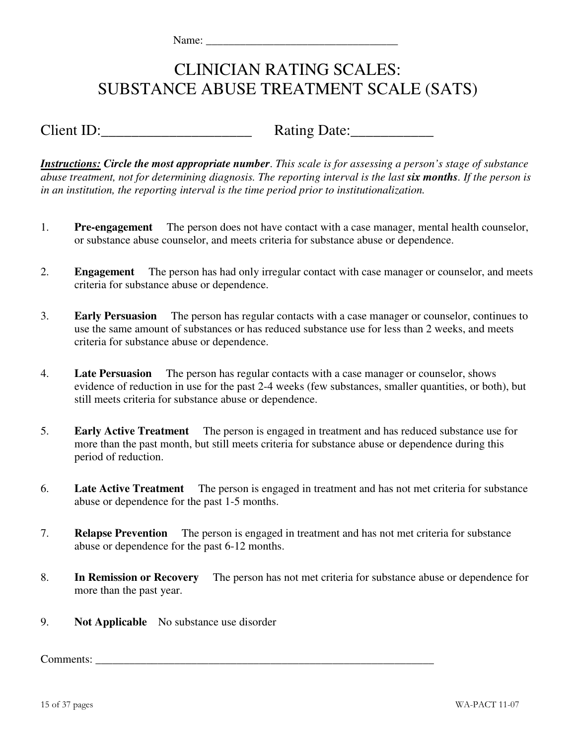Name: ________________________________

# CLINICIAN RATING SCALES: SUBSTANCE ABUSE TREATMENT SCALE (SATS)

Client ID:____________________ Rating Date:___________

***Instructions:*** ***Circle the most appropriate number***. *This scale is for assessing a person's stage of substance abuse treatment, not for determining diagnosis. The reporting interval is the last* ***six months***. *If the person is in an institution, the reporting interval is the time period prior to institutionalization.*

1. **Pre-engagement** The person does not have contact with a case manager, mental health counselor, or substance abuse counselor, and meets criteria for substance abuse or dependence.

2. **Engagement** The person has had only irregular contact with case manager or counselor, and meets criteria for substance abuse or dependence.

3. **Early Persuasion** The person has regular contacts with a case manager or counselor, continues to use the same amount of substances or has reduced substance use for less than 2 weeks, and meets criteria for substance abuse or dependence.

4. **Late Persuasion** The person has regular contacts with a case manager or counselor, shows evidence of reduction in use for the past 2-4 weeks (few substances, smaller quantities, or both), but still meets criteria for substance abuse or dependence.

5. **Early Active Treatment** The person is engaged in treatment and has reduced substance use for more than the past month, but still meets criteria for substance abuse or dependence during this period of reduction.

6. **Late Active Treatment** The person is engaged in treatment and has not met criteria for substance abuse or dependence for the past 1-5 months.

7. **Relapse Prevention** The person is engaged in treatment and has not met criteria for substance abuse or dependence for the past 6-12 months.

8. **In Remission or Recovery** The person has not met criteria for substance abuse or dependence for more than the past year.

9. **Not Applicable** No substance use disorder

Comments: ______________________________________________________________

WA-PACT 11-07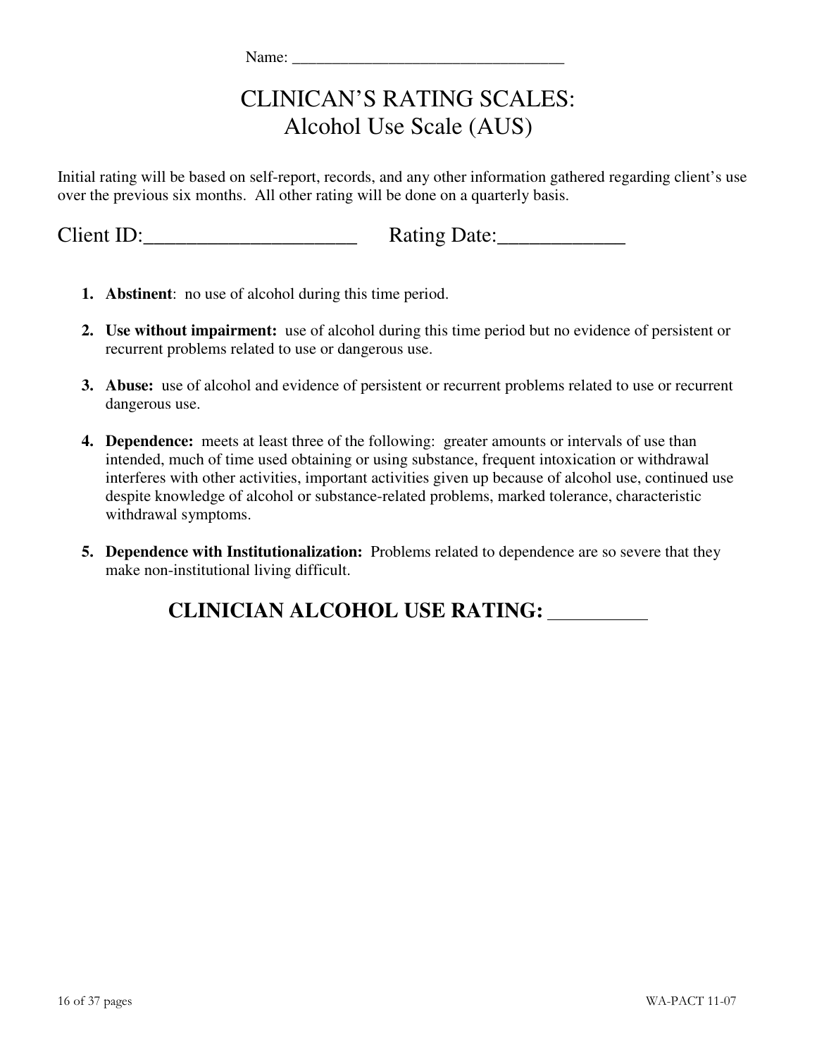Name: ________________________________

# CLINICAN'S RATING SCALES:
## Alcohol Use Scale (AUS)

Initial rating will be based on self-report, records, and any other information gathered regarding client's use over the previous six months. All other rating will be done on a quarterly basis.

Client ID:____________________ Rating Date:____________

1. **Abstinent**: no use of alcohol during this time period.
2. **Use without impairment:** use of alcohol during this time period but no evidence of persistent or recurrent problems related to use or dangerous use.
3. **Abuse:** use of alcohol and evidence of persistent or recurrent problems related to use or recurrent dangerous use.
4. **Dependence:** meets at least three of the following: greater amounts or intervals of use than intended, much of time used obtaining or using substance, frequent intoxication or withdrawal interferes with other activities, important activities given up because of alcohol use, continued use despite knowledge of alcohol or substance-related problems, marked tolerance, characteristic withdrawal symptoms.
5. **Dependence with Institutionalization:** Problems related to dependence are so severe that they make non-institutional living difficult.

**CLINICIAN ALCOHOL USE RATING:** _________

WA-PACT 11-07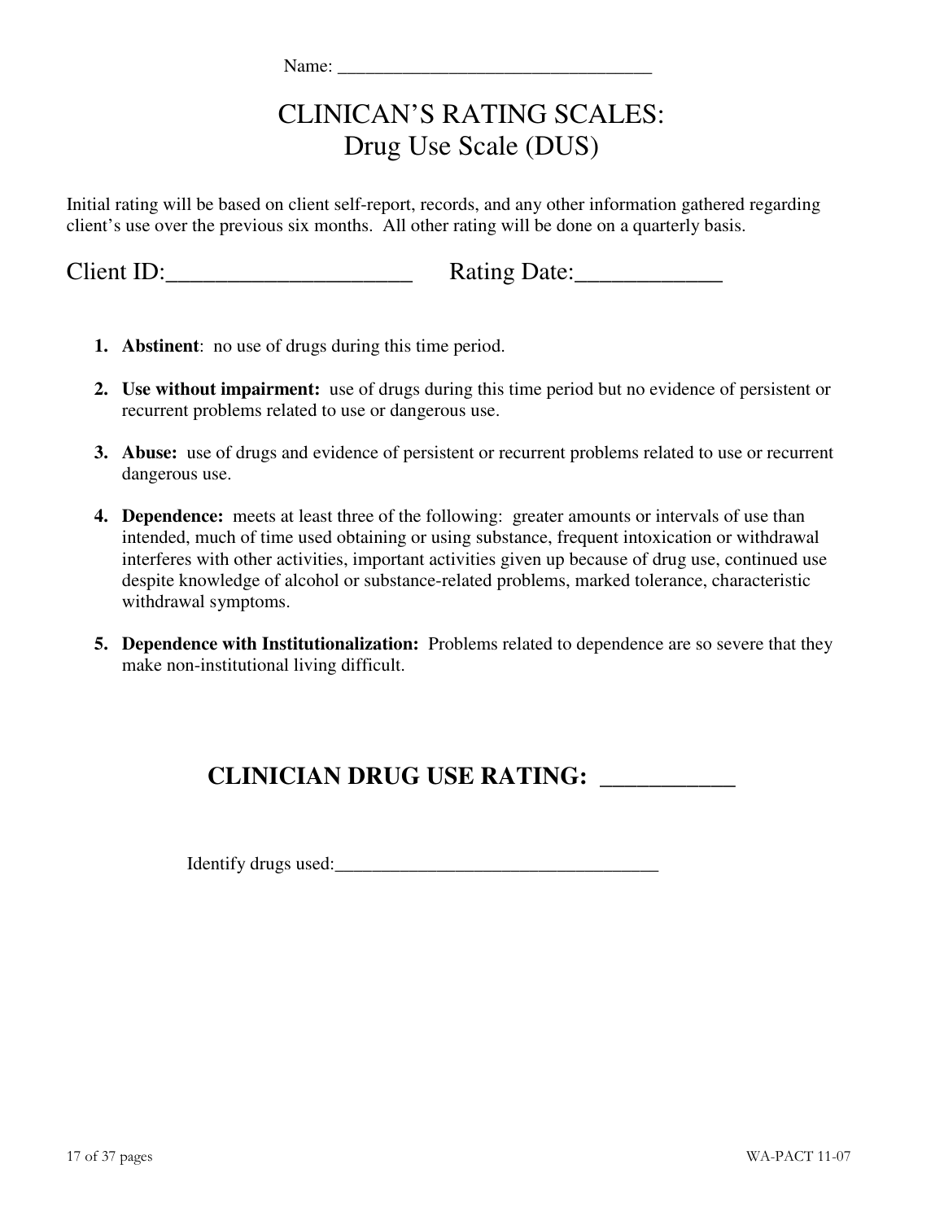Name: _________________________________

# CLINICAN'S RATING SCALES:
# Drug Use Scale (DUS)

Initial rating will be based on client self-report, records, and any other information gathered regarding client's use over the previous six months. All other rating will be done on a quarterly basis.

Client ID:____________________ Rating Date:____________

1. **Abstinent**: no use of drugs during this time period.
2. **Use without impairment:** use of drugs during this time period but no evidence of persistent or recurrent problems related to use or dangerous use.
3. **Abuse:** use of drugs and evidence of persistent or recurrent problems related to use or recurrent dangerous use.
4. **Dependence:** meets at least three of the following: greater amounts or intervals of use than intended, much of time used obtaining or using substance, frequent intoxication or withdrawal interferes with other activities, important activities given up because of drug use, continued use despite knowledge of alcohol or substance-related problems, marked tolerance, characteristic withdrawal symptoms.
5. **Dependence with Institutionalization:** Problems related to dependence are so severe that they make non-institutional living difficult.

## CLINICIAN DRUG USE RATING: ___________

Identify drugs used:___________________________________

WA-PACT 11-07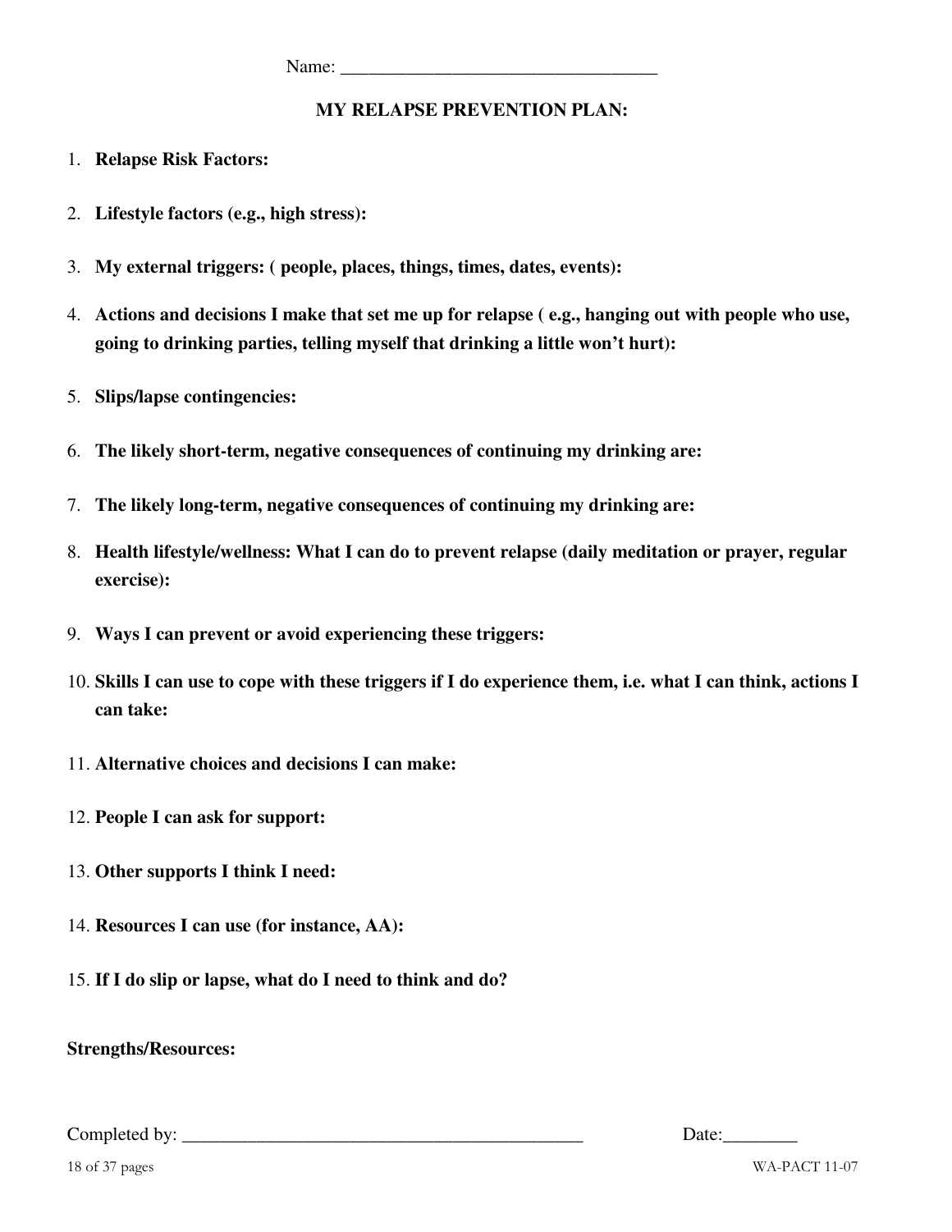Name: ___________________________________

## MY RELAPSE PREVENTION PLAN:

1. **Relapse Risk Factors:**
2. **Lifestyle factors (e.g., high stress):**
3. **My external triggers: ( people, places, things, times, dates, events):**
4. **Actions and decisions I make that set me up for relapse ( e.g., hanging out with people who use, going to drinking parties, telling myself that drinking a little won't hurt):**
5. **Slips/lapse contingencies:**
6. **The likely short-term, negative consequences of continuing my drinking are:**
7. **The likely long-term, negative consequences of continuing my drinking are:**
8. **Health lifestyle/wellness: What I can do to prevent relapse (daily meditation or prayer, regular exercise):**
9. **Ways I can prevent or avoid experiencing these triggers:**
10. **Skills I can use to cope with these triggers if I do experience them, i.e. what I can think, actions I can take:**
11. **Alternative choices and decisions I can make:**
12. **People I can ask for support:**
13. **Other supports I think I need:**
14. **Resources I can use (for instance, AA):**
15. **If I do slip or lapse, what do I need to think and do?**

**Strengths/Resources:**

Completed by: _____________________________________________ Date:________

WA-PACT 11-07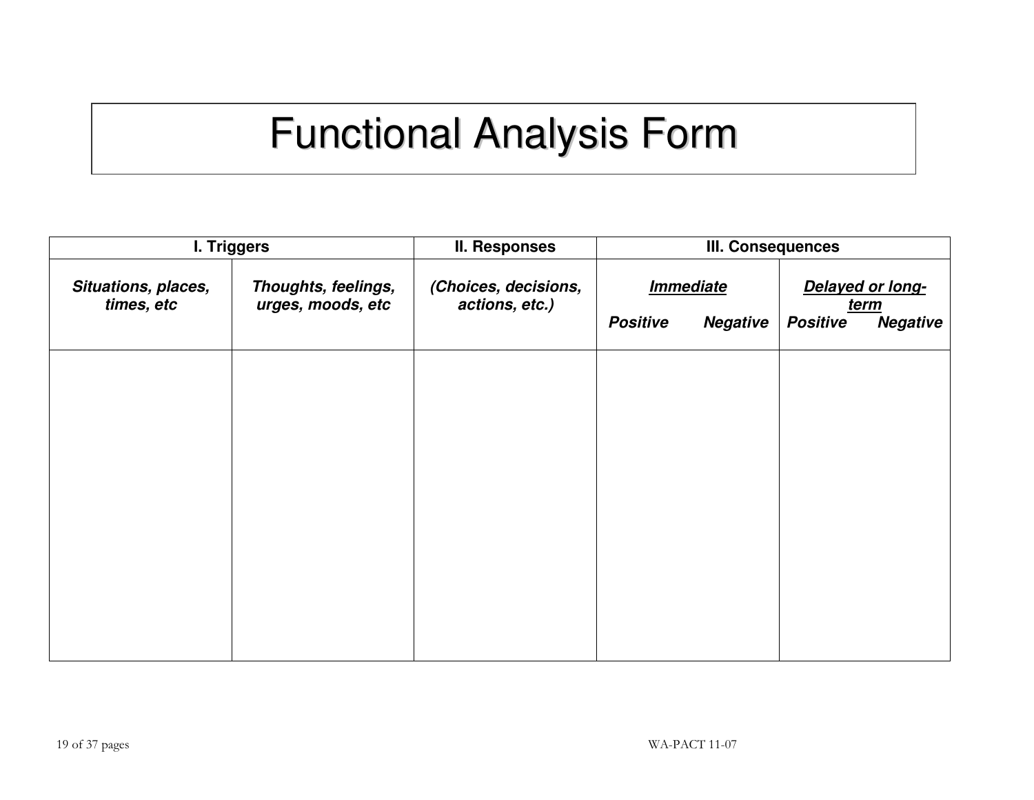# Functional Analysis Form

| I. Triggers | | II. Responses | III. Consequences | |
|---|---|---|---|---|
| ***Situations, places, times, etc*** | ***Thoughts, feelings, urges, moods, etc*** | ***(Choices, decisions, actions, etc.)*** | ***<u>Immediate</u>***<br>***Positive Negative*** | ***<u>Delayed or long-term</u>***<br>***Positive Negative*** |
| | | | | |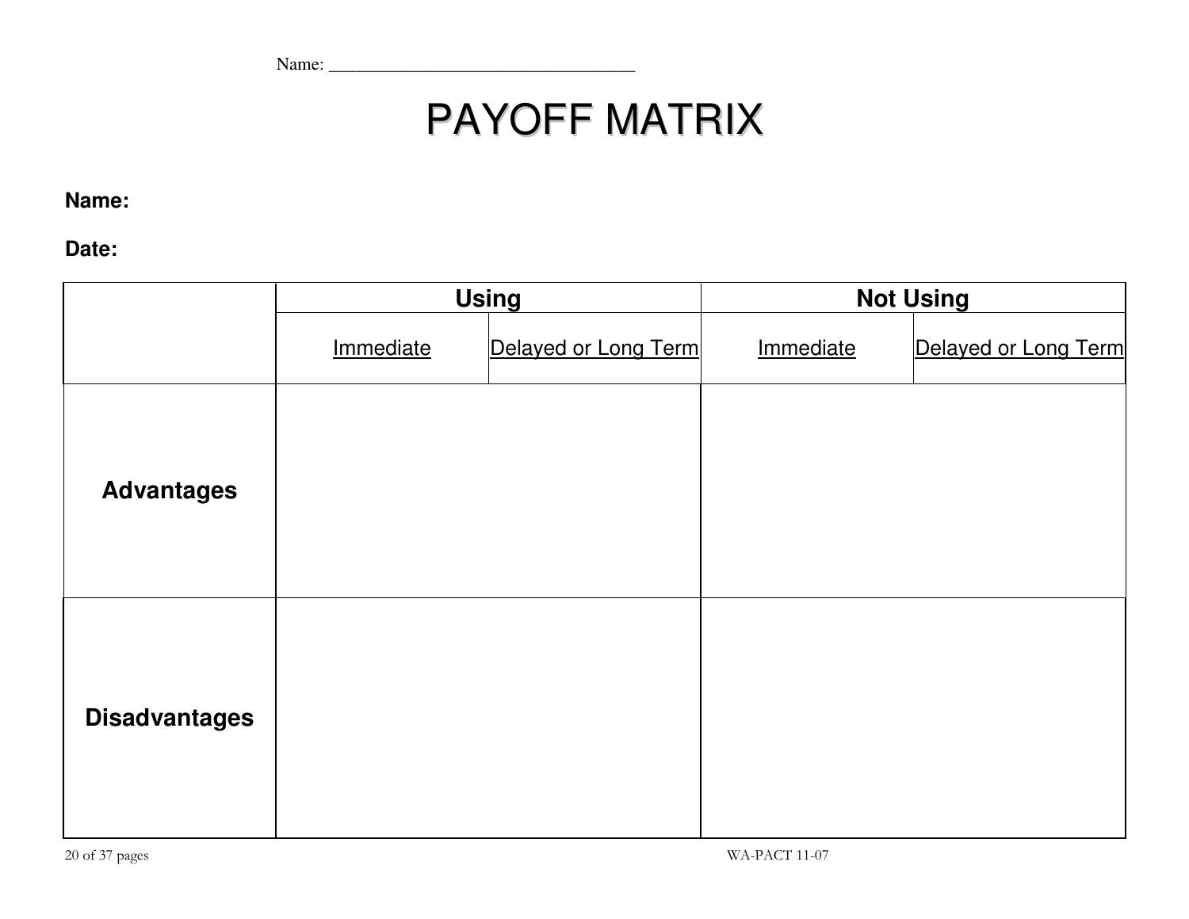Name: ___________________________________

# PAYOFF MATRIX

**Name:**

**Date:**

| | Using | | Not Using | |
|---|---|---|---|---|
| | Immediate | Delayed or Long Term | Immediate | Delayed or Long Term |
| **Advantages** | | | | |
| **Disadvantages** | | | | |

WA-PACT 11-07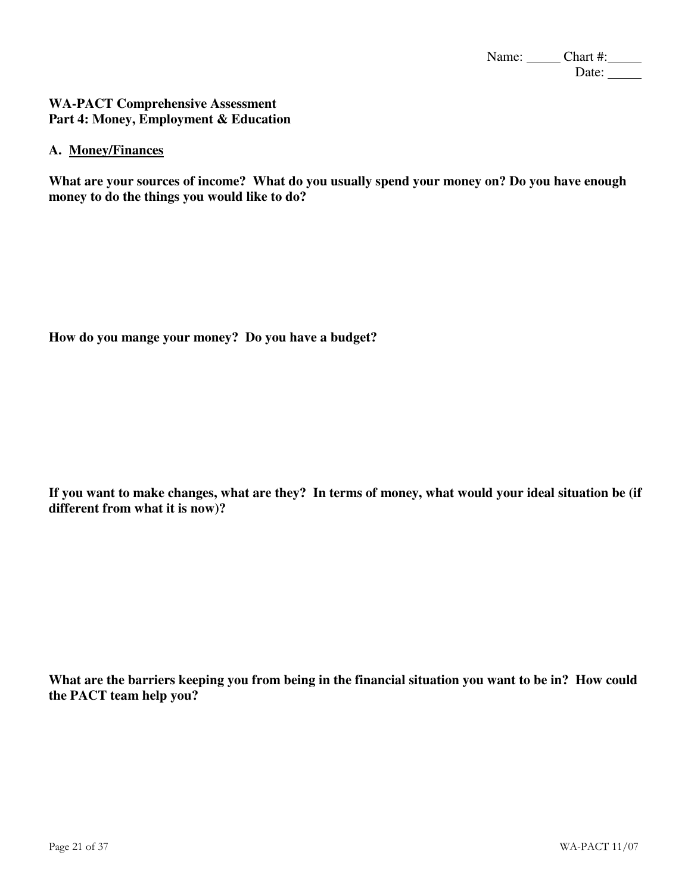Name: _____ Chart #: _____
Date: _____

**WA-PACT Comprehensive Assessment**
**Part 4: Money, Employment & Education**

**A. <u>Money/Finances</u>**

**What are your sources of income? What do you usually spend your money on? Do you have enough money to do the things you would like to do?**

**How do you mange your money? Do you have a budget?**

**If you want to make changes, what are they? In terms of money, what would your ideal situation be (if different from what it is now)?**

**What are the barriers keeping you from being in the financial situation you want to be in? How could the PACT team help you?**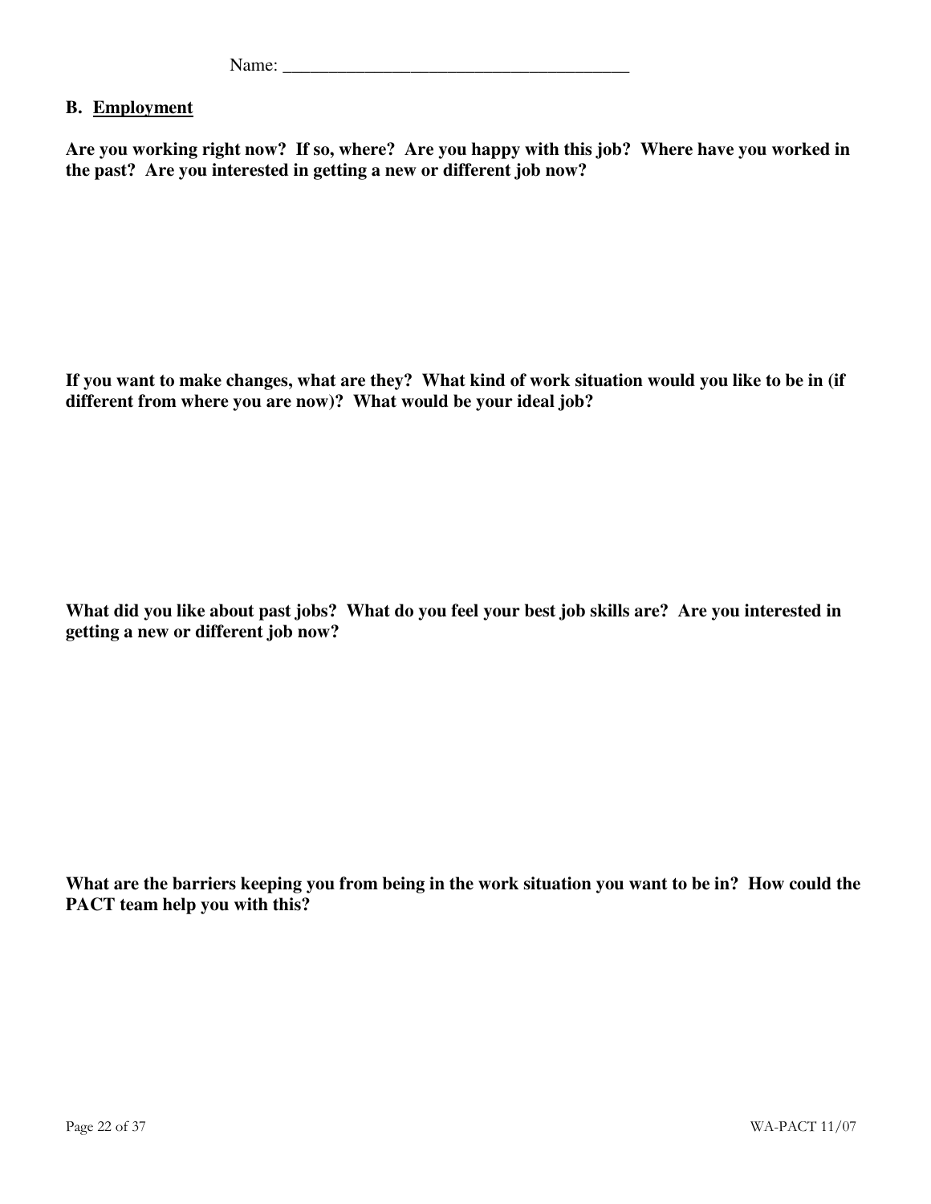Name: ______________________________________

## B. Employment

**Are you working right now? If so, where? Are you happy with this job? Where have you worked in the past? Are you interested in getting a new or different job now?**

**If you want to make changes, what are they? What kind of work situation would you like to be in (if different from where you are now)? What would be your ideal job?**

**What did you like about past jobs? What do you feel your best job skills are? Are you interested in getting a new or different job now?**

**What are the barriers keeping you from being in the work situation you want to be in? How could the PACT team help you with this?**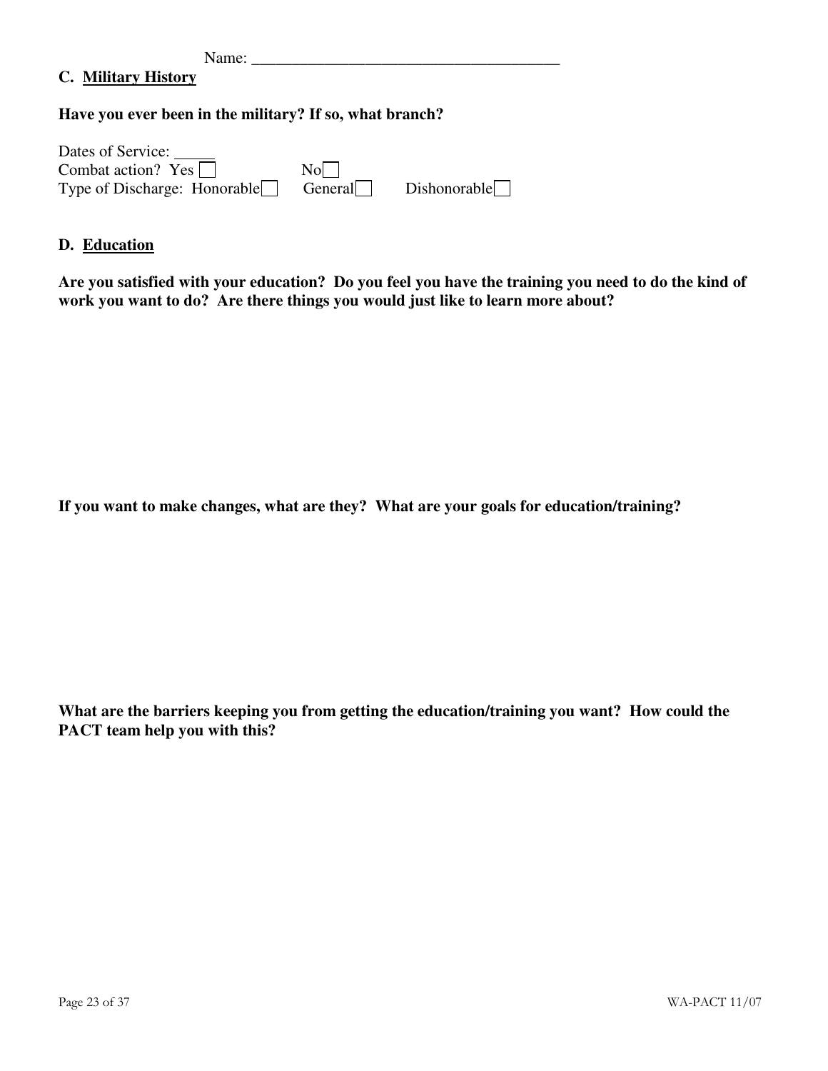Name: ______________________________________

## C. <u>Military History</u>

**Have you ever been in the military? If so, what branch?**

Dates of Service: _____
Combat action? Yes ☐ No ☐
Type of Discharge: Honorable ☐ General ☐ Dishonorable ☐

## D. <u>Education</u>

**Are you satisfied with your education? Do you feel you have the training you need to do the kind of work you want to do? Are there things you would just like to learn more about?**

**If you want to make changes, what are they? What are your goals for education/training?**

**What are the barriers keeping you from getting the education/training you want? How could the PACT team help you with this?**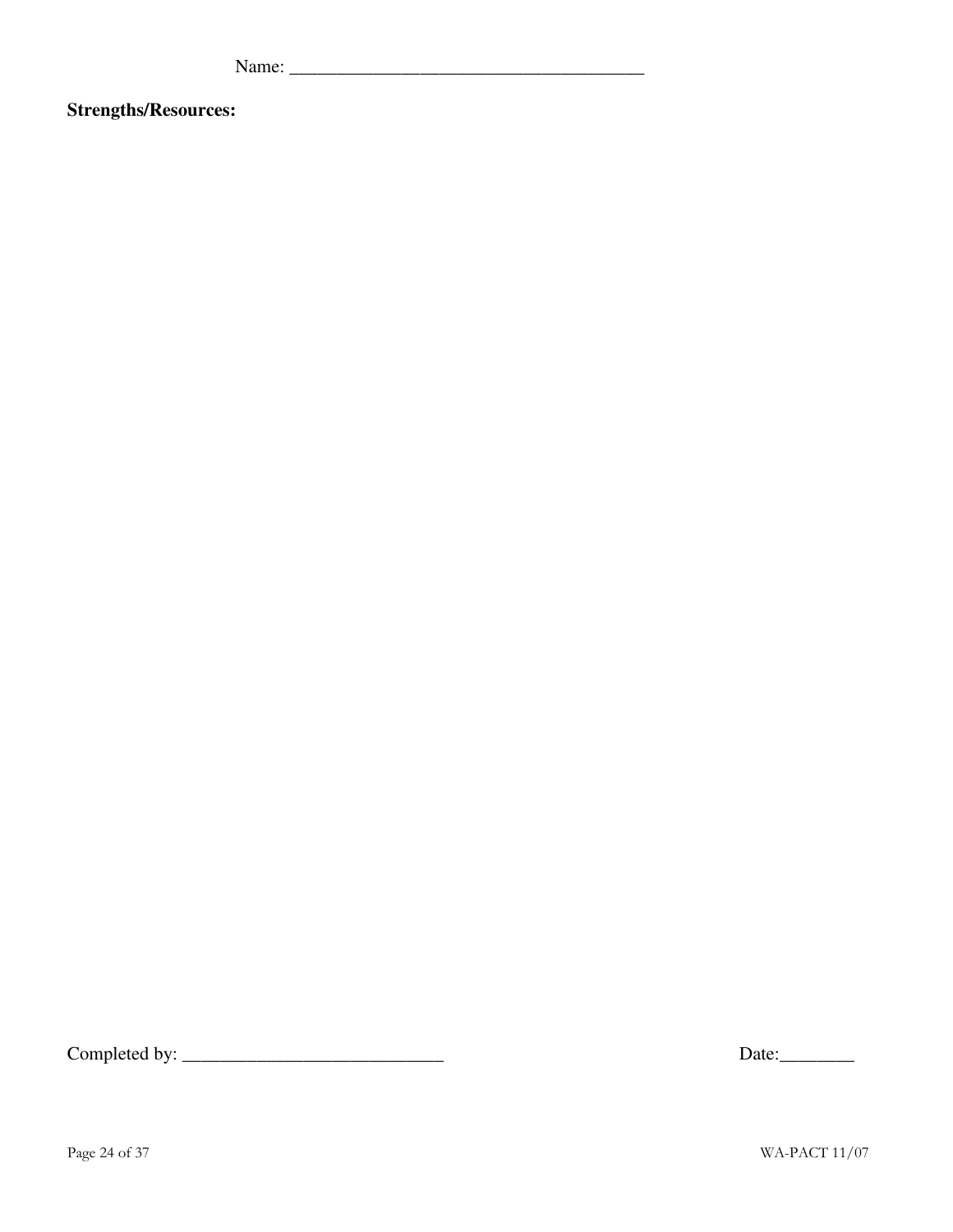Name: ______________________________________

**Strengths/Resources:**

Completed by: ____________________________ Date:________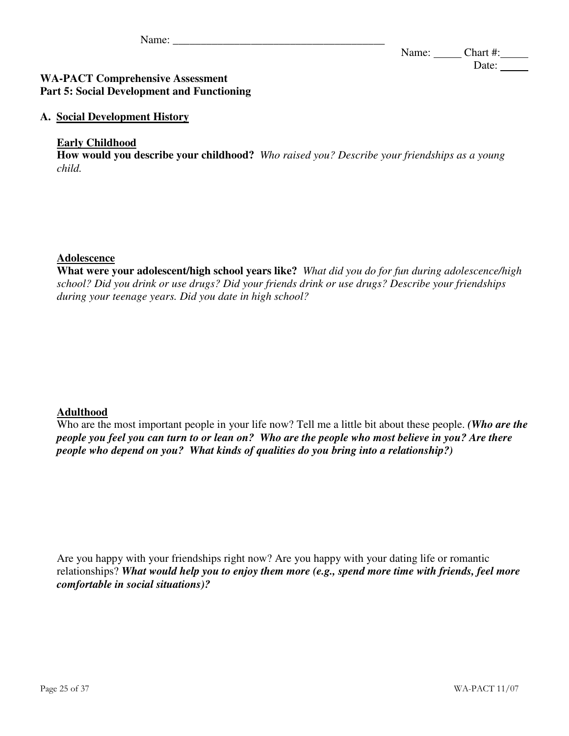Name: _______________________________________

Name: _____ Chart #:_____
Date: _____

**WA-PACT Comprehensive Assessment**
**Part 5: Social Development and Functioning**

## A. <u>Social Development History</u>

**<u>Early Childhood</u>**

**How would you describe your childhood?** *Who raised you? Describe your friendships as a young child.*

**<u>Adolescence</u>**

**What were your adolescent/high school years like?** *What did you do for fun during adolescence/high school? Did you drink or use drugs? Did your friends drink or use drugs? Describe your friendships during your teenage years. Did you date in high school?*

**<u>Adulthood</u>**

Who are the most important people in your life now? Tell me a little bit about these people. ***(Who are the people you feel you can turn to or lean on? Who are the people who most believe in you? Are there people who depend on you? What kinds of qualities do you bring into a relationship?)***

Are you happy with your friendships right now? Are you happy with your dating life or romantic relationships? ***What would help you to enjoy them more (e.g., spend more time with friends, feel more comfortable in social situations)?***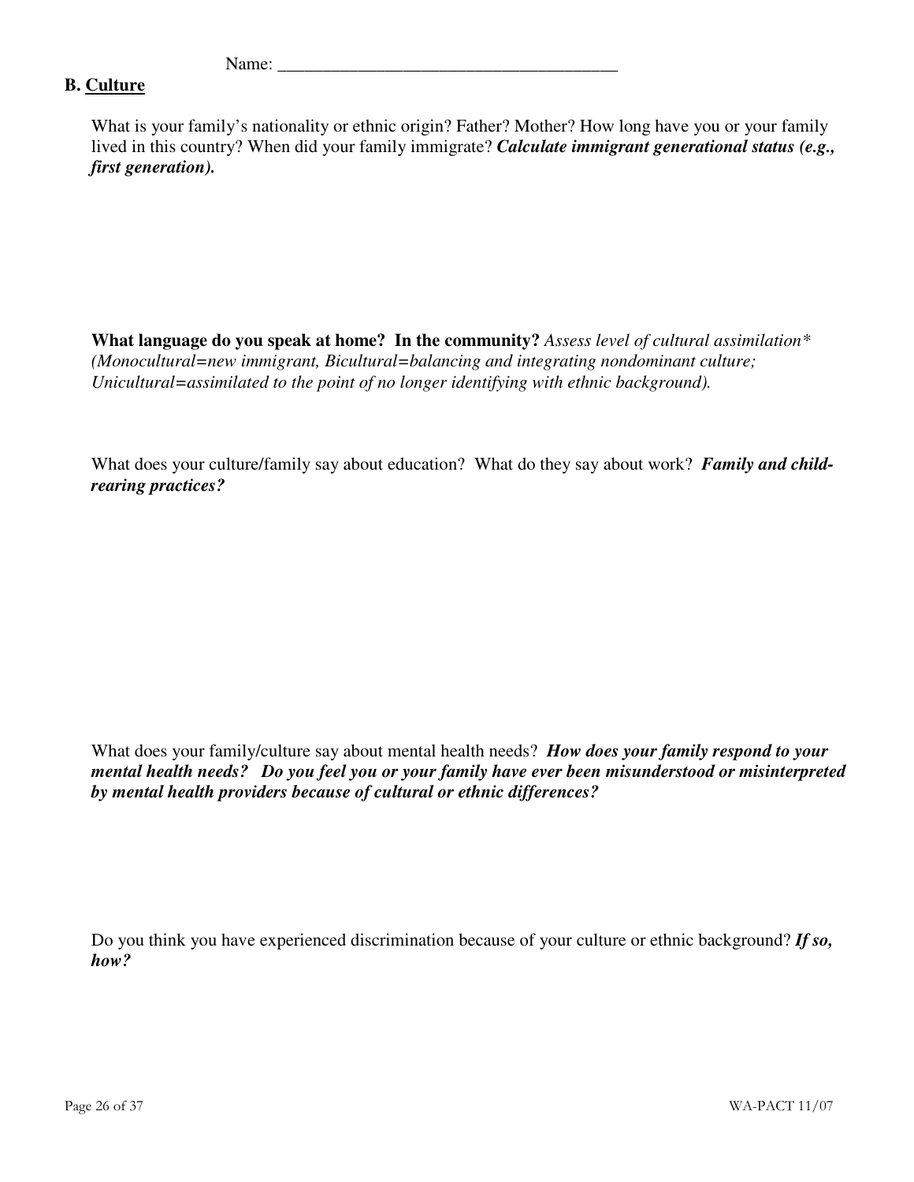Name: ______________________________________

**B. Culture**

What is your family's nationality or ethnic origin? Father? Mother? How long have you or your family lived in this country? When did your family immigrate? ***Calculate immigrant generational status (e.g., first generation).***

**What language do you speak at home? In the community?** *Assess level of cultural assimilation* (Monocultural=new immigrant, Bicultural=balancing and integrating nondominant culture; Unicultural=assimilated to the point of no longer identifying with ethnic background).*

What does your culture/family say about education? What do they say about work? ***Family and child-rearing practices?***

What does your family/culture say about mental health needs? ***How does your family respond to your mental health needs? Do you feel you or your family have ever been misunderstood or misinterpreted by mental health providers because of cultural or ethnic differences?***

Do you think you have experienced discrimination because of your culture or ethnic background? ***If so, how?***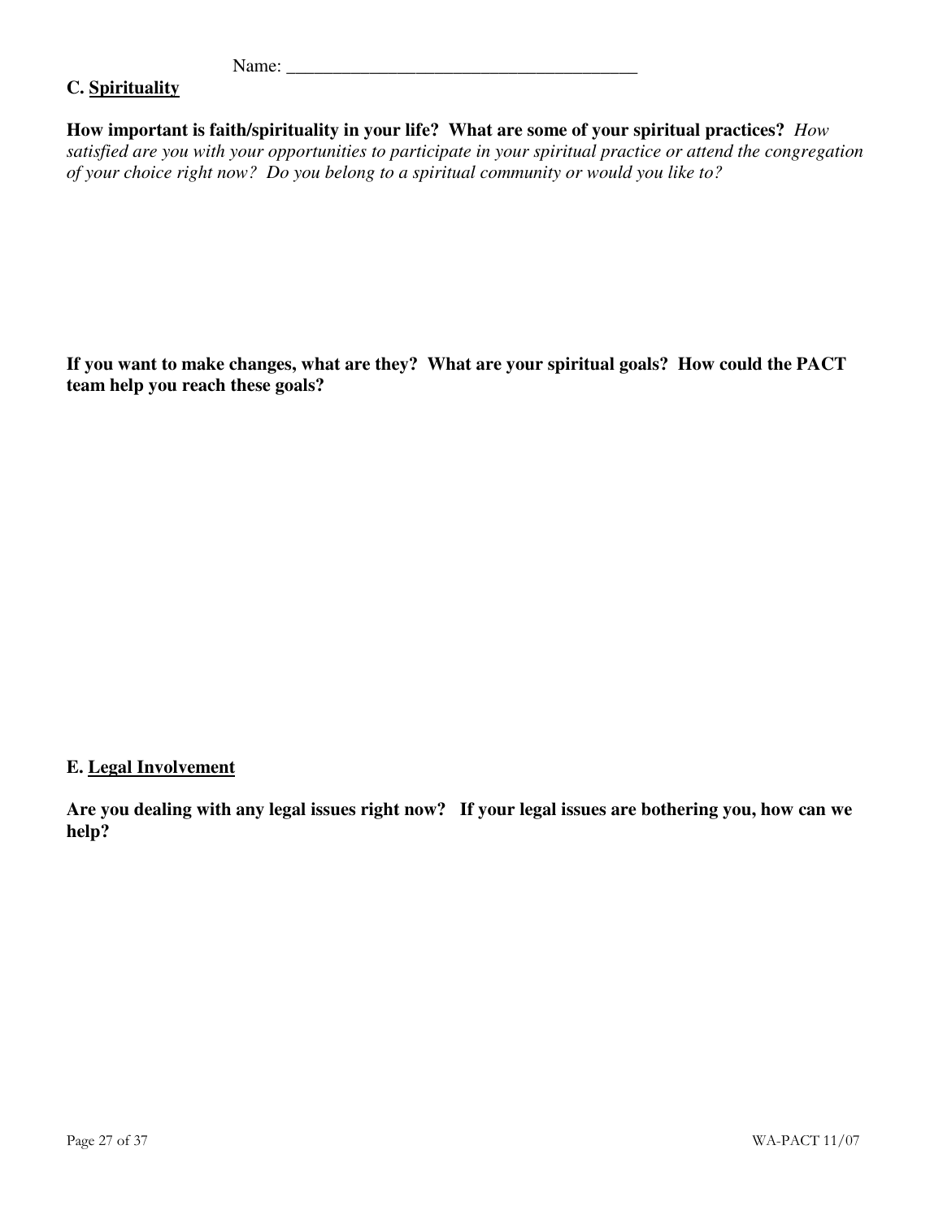Name: _______________________________________

## C. Spirituality

**How important is faith/spirituality in your life? What are some of your spiritual practices?** *How satisfied are you with your opportunities to participate in your spiritual practice or attend the congregation of your choice right now? Do you belong to a spiritual community or would you like to?*

**If you want to make changes, what are they? What are your spiritual goals? How could the PACT team help you reach these goals?**

## E. Legal Involvement

**Are you dealing with any legal issues right now? If your legal issues are bothering you, how can we help?**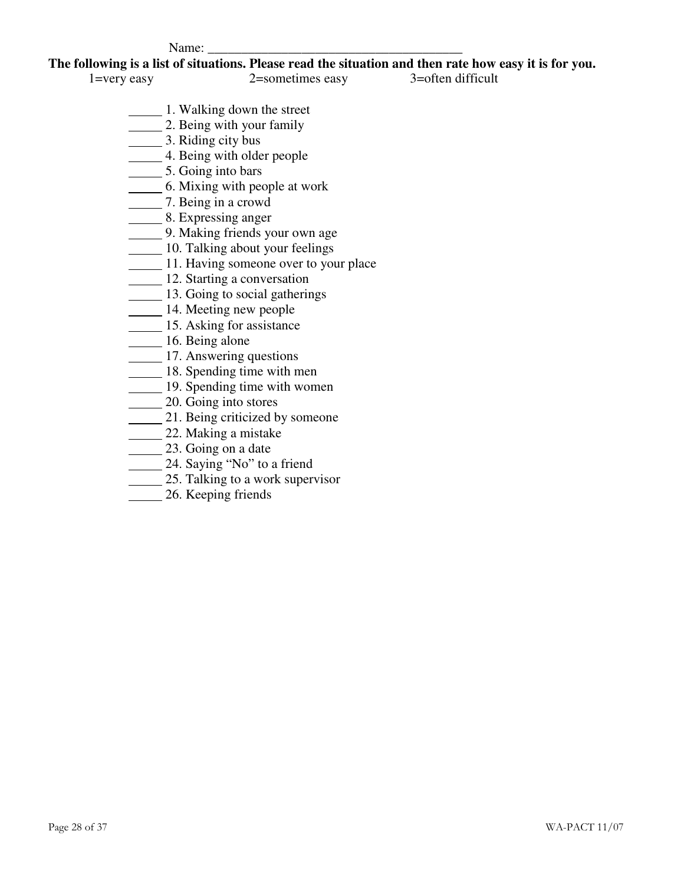Name: _______________________________________

**The following is a list of situations. Please read the situation and then rate how easy it is for you.**

1=very easy 2=sometimes easy 3=often difficult

_____ 1. Walking down the street
_____ 2. Being with your family
_____ 3. Riding city bus
_____ 4. Being with older people
_____ 5. Going into bars
_____ 6. Mixing with people at work
_____ 7. Being in a crowd
_____ 8. Expressing anger
_____ 9. Making friends your own age
_____ 10. Talking about your feelings
_____ 11. Having someone over to your place
_____ 12. Starting a conversation
_____ 13. Going to social gatherings
_____ 14. Meeting new people
_____ 15. Asking for assistance
_____ 16. Being alone
_____ 17. Answering questions
_____ 18. Spending time with men
_____ 19. Spending time with women
_____ 20. Going into stores
_____ 21. Being criticized by someone
_____ 22. Making a mistake
_____ 23. Going on a date
_____ 24. Saying "No" to a friend
_____ 25. Talking to a work supervisor
_____ 26. Keeping friends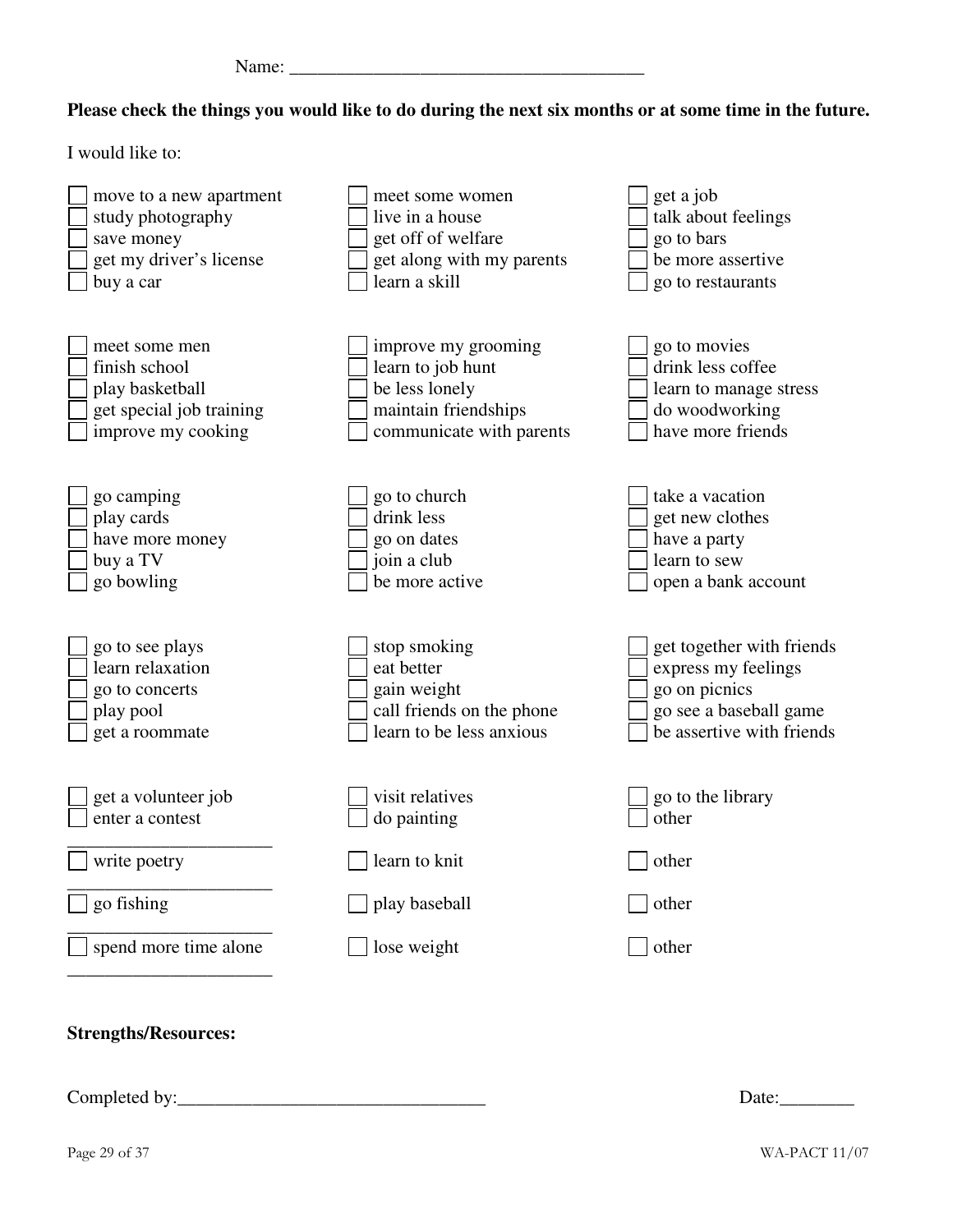Name: ______________________________________

**Please check the things you would like to do during the next six months or at some time in the future.**

I would like to:

- [ ] move to a new apartment
- [ ] study photography
- [ ] save money
- [ ] get my driver's license
- [ ] buy a car
- [ ] meet some women
- [ ] live in a house
- [ ] get off of welfare
- [ ] get along with my parents
- [ ] learn a skill
- [ ] get a job
- [ ] talk about feelings
- [ ] go to bars
- [ ] be more assertive
- [ ] go to restaurants

- [ ] meet some men
- [ ] finish school
- [ ] play basketball
- [ ] get special job training
- [ ] improve my cooking
- [ ] improve my grooming
- [ ] learn to job hunt
- [ ] be less lonely
- [ ] maintain friendships
- [ ] communicate with parents
- [ ] go to movies
- [ ] drink less coffee
- [ ] learn to manage stress
- [ ] do woodworking
- [ ] have more friends

- [ ] go camping
- [ ] play cards
- [ ] have more money
- [ ] buy a TV
- [ ] go bowling
- [ ] go to church
- [ ] drink less
- [ ] go on dates
- [ ] join a club
- [ ] be more active
- [ ] take a vacation
- [ ] get new clothes
- [ ] have a party
- [ ] learn to sew
- [ ] open a bank account

- [ ] go to see plays
- [ ] learn relaxation
- [ ] go to concerts
- [ ] play pool
- [ ] get a roommate
- [ ] stop smoking
- [ ] eat better
- [ ] gain weight
- [ ] call friends on the phone
- [ ] learn to be less anxious
- [ ] get together with friends
- [ ] express my feelings
- [ ] go on picnics
- [ ] go see a baseball game
- [ ] be assertive with friends

- [ ] get a volunteer job
- [ ] enter a contest
- [ ] write poetry
- [ ] go fishing
- [ ] spend more time alone
- [ ] visit relatives
- [ ] do painting
- [ ] learn to knit
- [ ] play baseball
- [ ] lose weight
- [ ] go to the library
- [ ] other ______________________
- [ ] other ______________________
- [ ] other ______________________
- [ ] other ______________________

**Strengths/Resources:**

Completed by:_________________________________ Date:________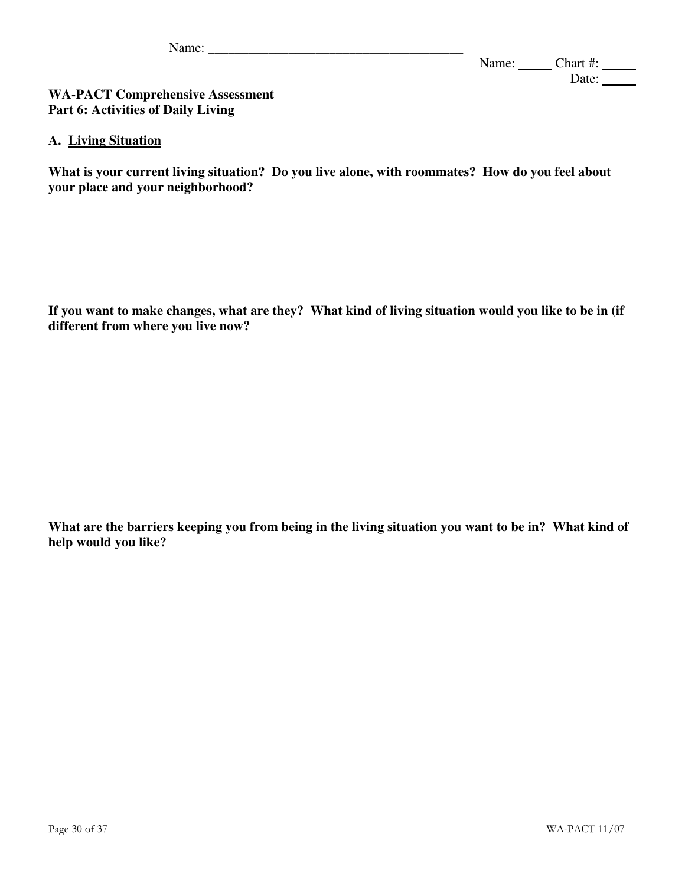Name: ________________________________________

Name: _____ Chart #: _____
Date: _____

**WA-PACT Comprehensive Assessment**
**Part 6: Activities of Daily Living**

**A. Living Situation**

**What is your current living situation? Do you live alone, with roommates? How do you feel about your place and your neighborhood?**

**If you want to make changes, what are they? What kind of living situation would you like to be in (if different from where you live now?**

**What are the barriers keeping you from being in the living situation you want to be in? What kind of help would you like?**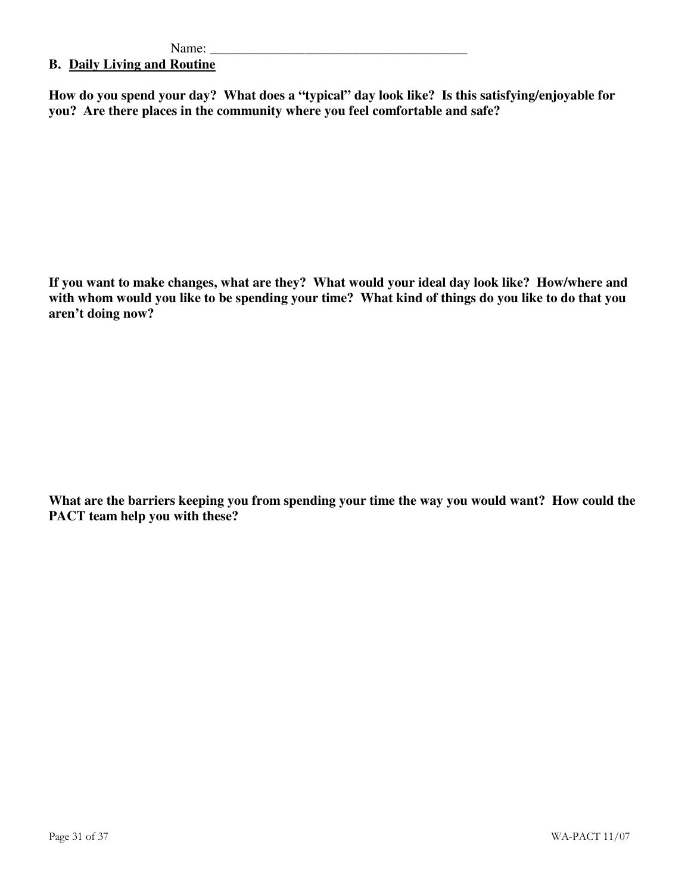Name: ________________________________________

## B. Daily Living and Routine

**How do you spend your day? What does a "typical" day look like? Is this satisfying/enjoyable for you? Are there places in the community where you feel comfortable and safe?**

**If you want to make changes, what are they? What would your ideal day look like? How/where and with whom would you like to be spending your time? What kind of things do you like to do that you aren't doing now?**

**What are the barriers keeping you from spending your time the way you would want? How could the PACT team help you with these?**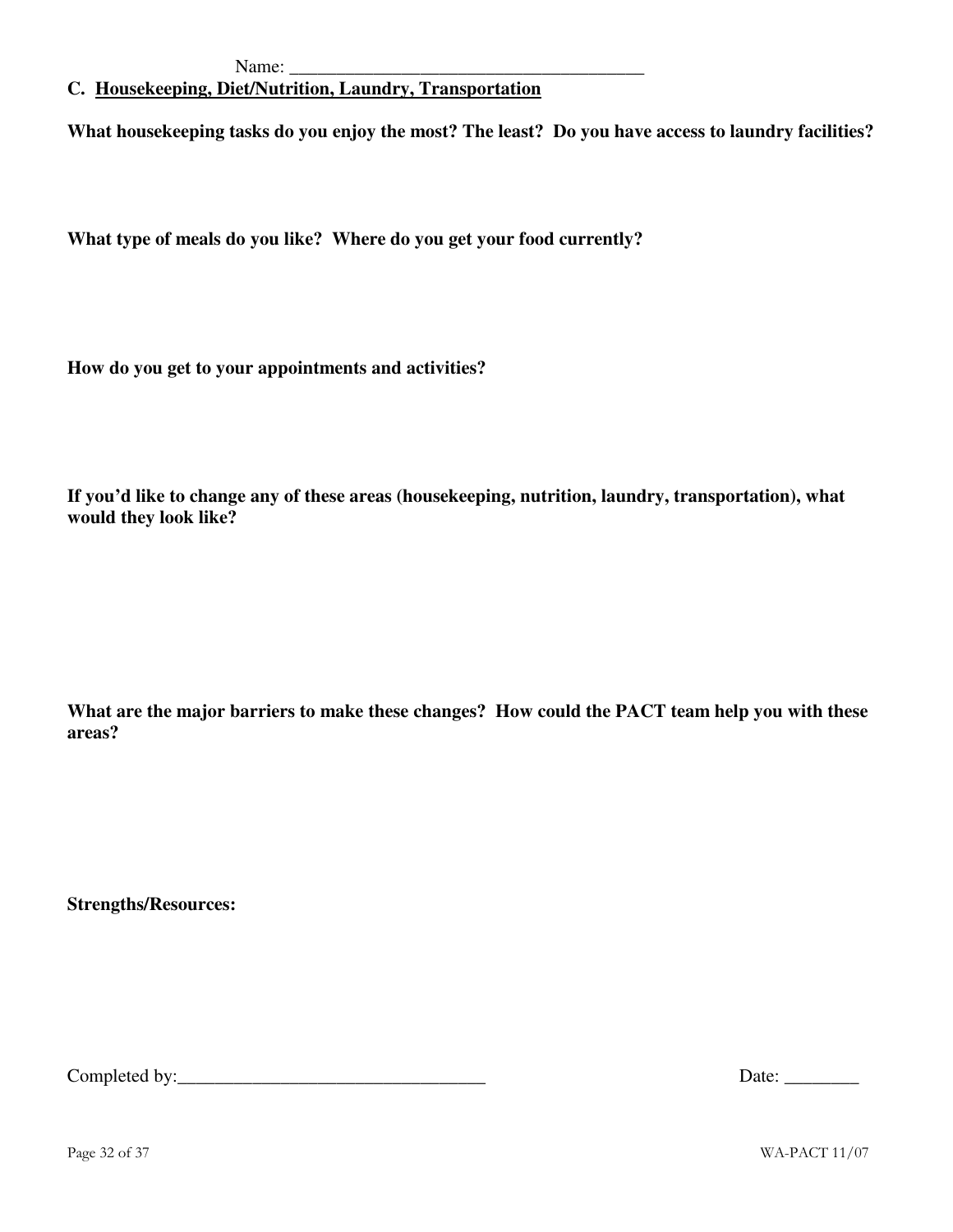Name: ________________________________________

## C. Housekeeping, Diet/Nutrition, Laundry, Transportation

**What housekeeping tasks do you enjoy the most? The least? Do you have access to laundry facilities?**

**What type of meals do you like? Where do you get your food currently?**

**How do you get to your appointments and activities?**

**If you'd like to change any of these areas (housekeeping, nutrition, laundry, transportation), what would they look like?**

**What are the major barriers to make these changes? How could the PACT team help you with these areas?**

**Strengths/Resources:**

Completed by:_________________________________ Date: ________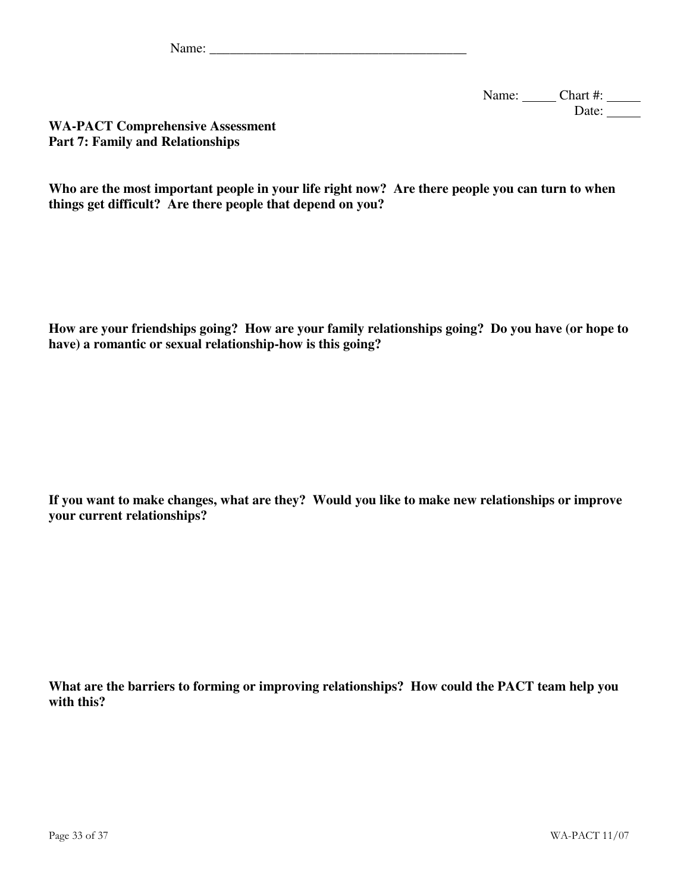Name: ______________________________________

Name: _____ Chart #: _____
Date: _____

**WA-PACT Comprehensive Assessment**
**Part 7: Family and Relationships**

**Who are the most important people in your life right now? Are there people you can turn to when things get difficult? Are there people that depend on you?**

**How are your friendships going? How are your family relationships going? Do you have (or hope to have) a romantic or sexual relationship-how is this going?**

**If you want to make changes, what are they? Would you like to make new relationships or improve your current relationships?**

**What are the barriers to forming or improving relationships? How could the PACT team help you with this?**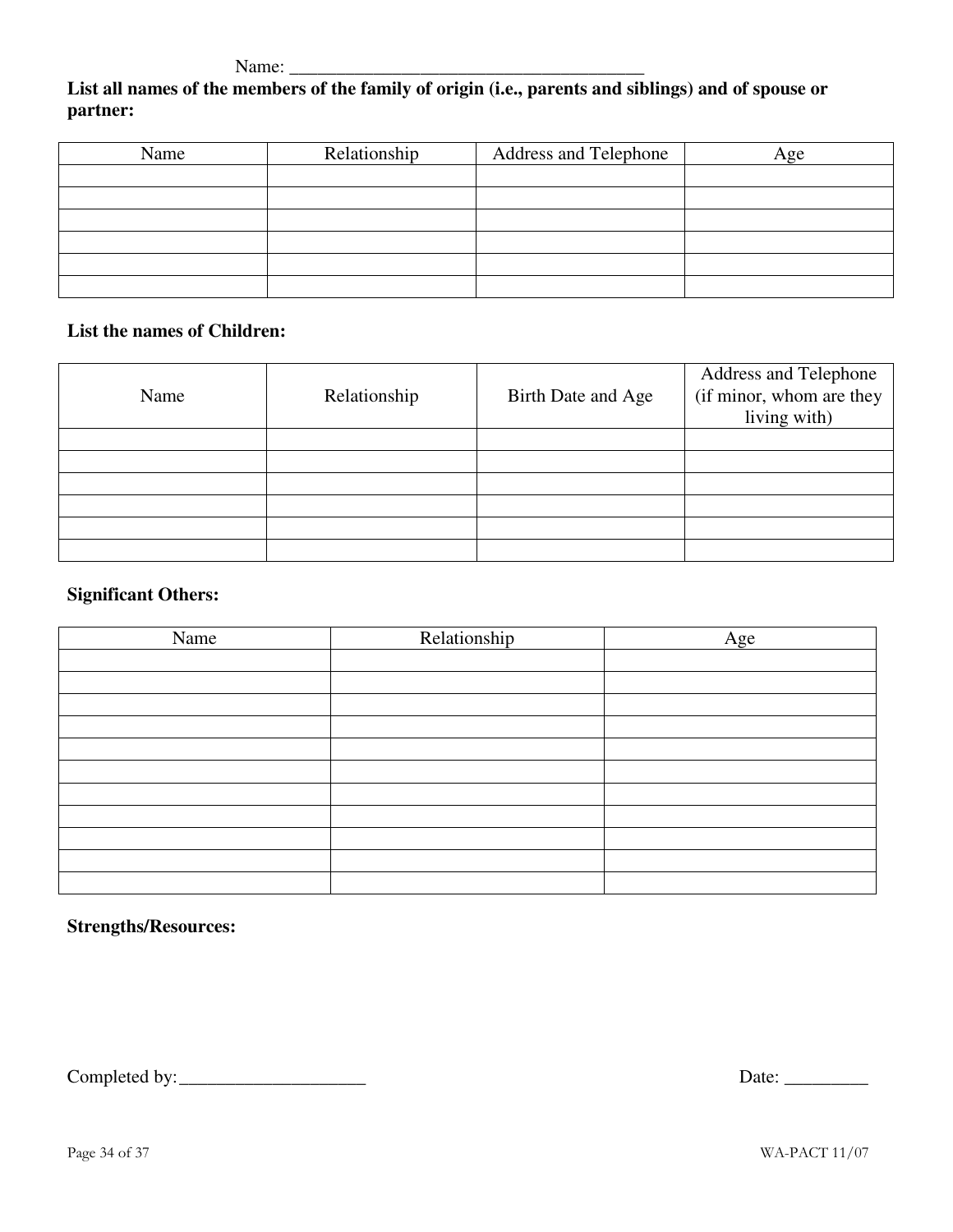Name: ________________________________________

**List all names of the members of the family of origin (i.e., parents and siblings) and of spouse or partner:**

| Name | Relationship | Address and Telephone | Age |
|---|---|---|---|
| | | | |
| | | | |
| | | | |
| | | | |
| | | | |
| | | | |

**List the names of Children:**

| Name | Relationship | Birth Date and Age | Address and Telephone (if minor, whom are they living with) |
|---|---|---|---|
| | | | |
| | | | |
| | | | |
| | | | |
| | | | |
| | | | |

**Significant Others:**

| Name | Relationship | Age |
|---|---|---|
| | | |
| | | |
| | | |
| | | |
| | | |
| | | |
| | | |
| | | |
| | | |
| | | |
| | | |

**Strengths/Resources:**

Completed by:____________________ Date: _________

WA-PACT 11/07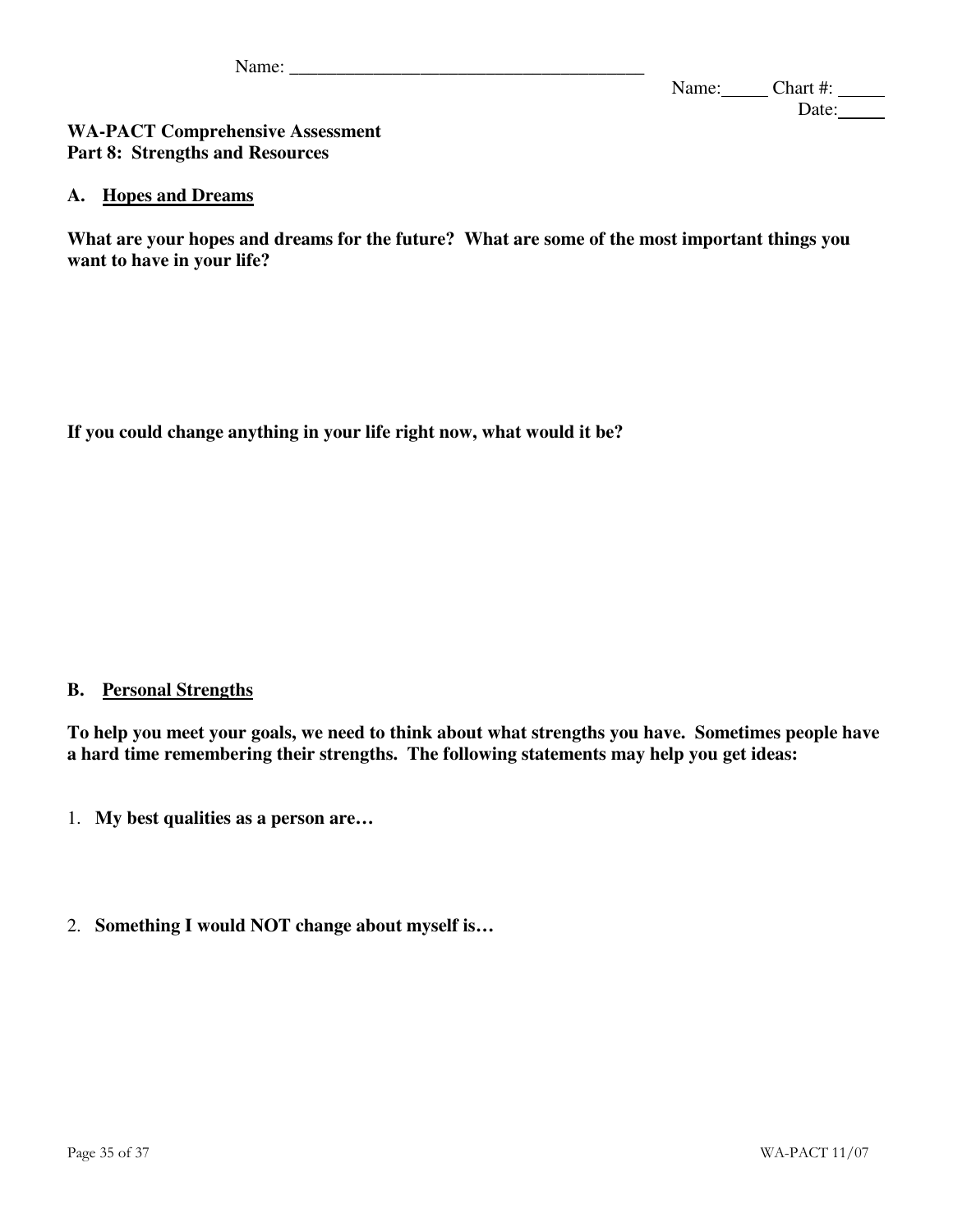Name: _______________________________________

Name:_____ Chart #: _____
Date:_____

**WA-PACT Comprehensive Assessment**
**Part 8: Strengths and Resources**

## A. Hopes and Dreams

**What are your hopes and dreams for the future? What are some of the most important things you want to have in your life?**

**If you could change anything in your life right now, what would it be?**

## B. Personal Strengths

**To help you meet your goals, we need to think about what strengths you have. Sometimes people have a hard time remembering their strengths. The following statements may help you get ideas:**

1. **My best qualities as a person are…**

2. **Something I would NOT change about myself is…**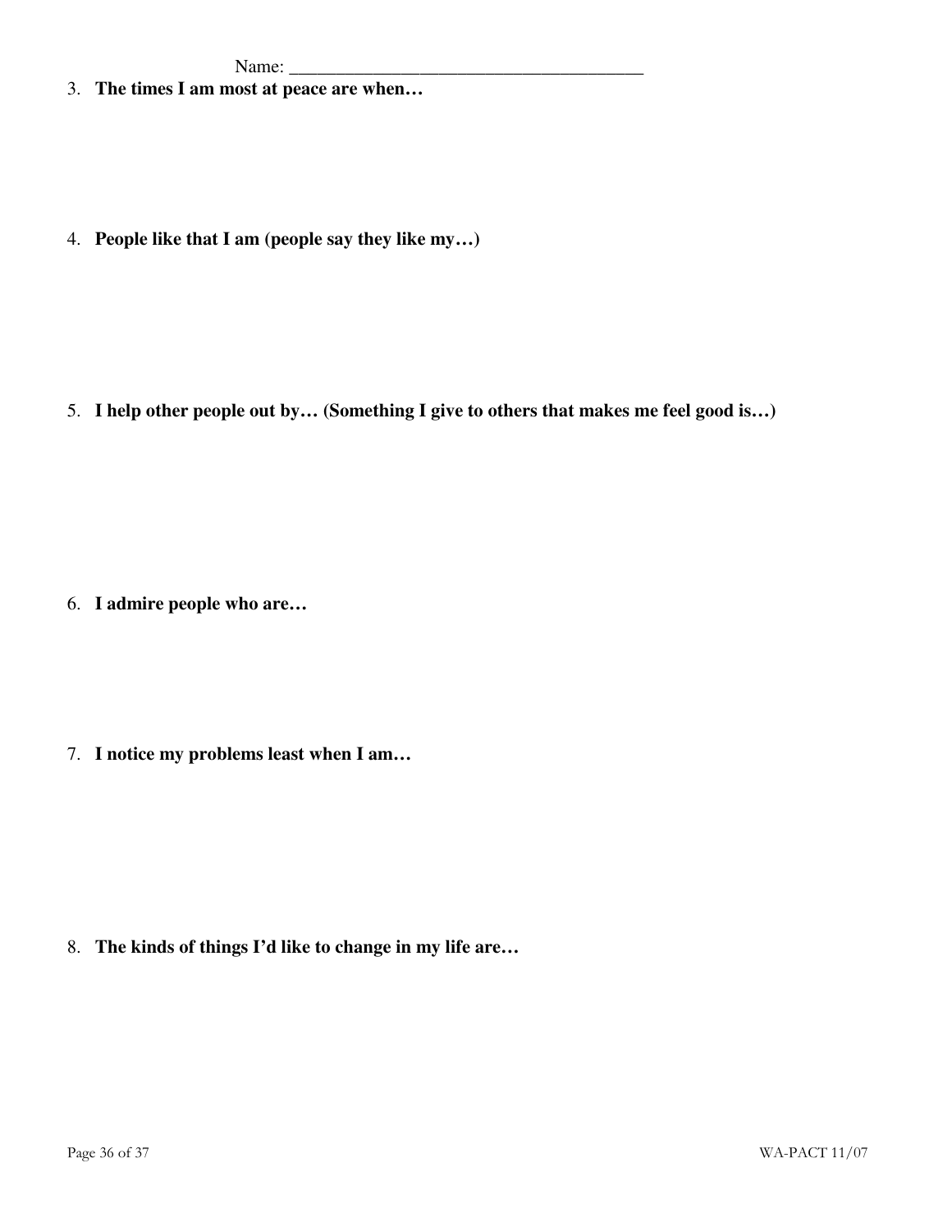Name: _______________________________________

3. **The times I am most at peace are when…**

4. **People like that I am (people say they like my…)**

5. **I help other people out by… (Something I give to others that makes me feel good is…)**

6. **I admire people who are…**

7. **I notice my problems least when I am…**

8. **The kinds of things I'd like to change in my life are…**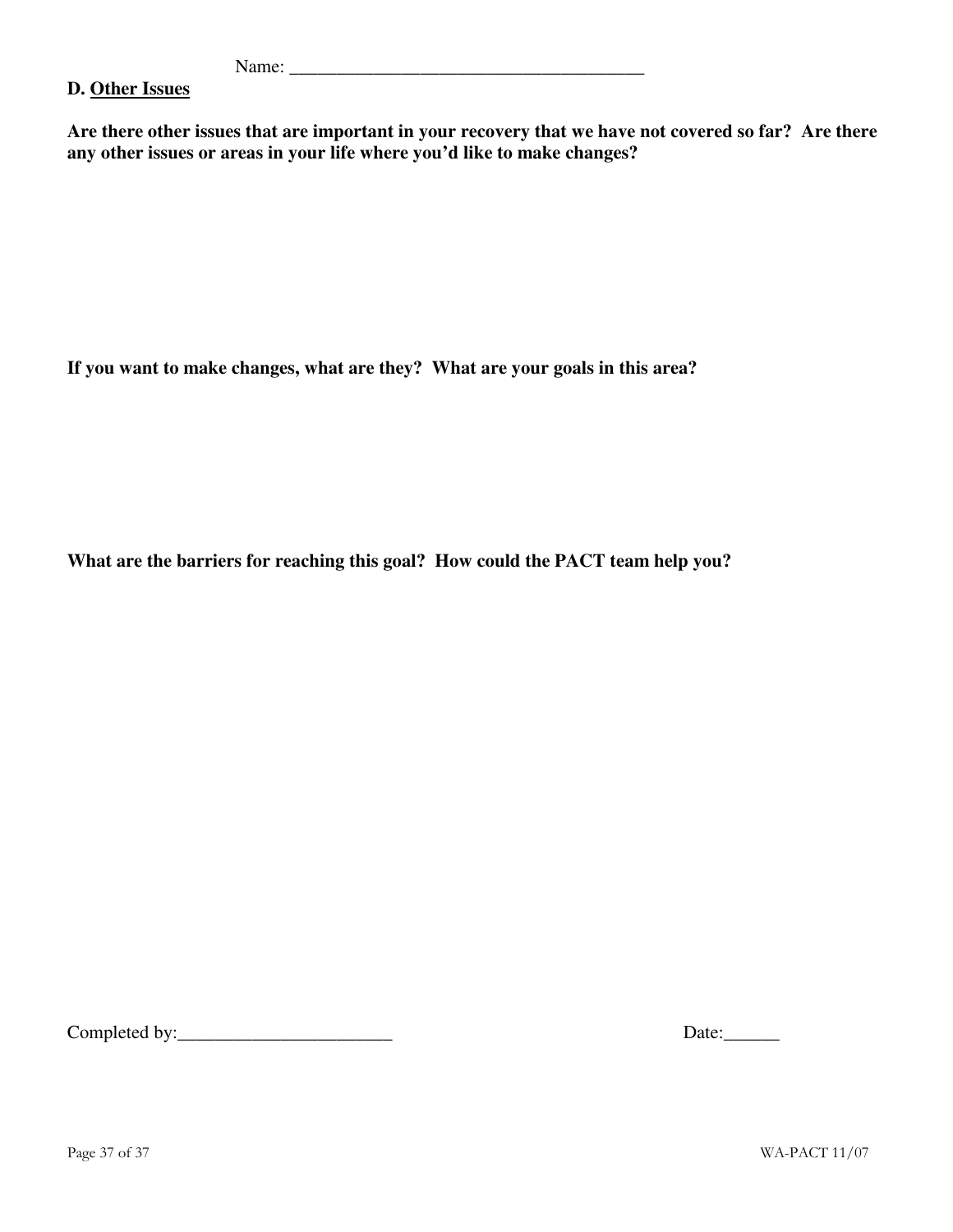Name: _______________________________________

**D. Other Issues**

**Are there other issues that are important in your recovery that we have not covered so far? Are there any other issues or areas in your life where you'd like to make changes?**

**If you want to make changes, what are they? What are your goals in this area?**

**What are the barriers for reaching this goal? How could the PACT team help you?**

Completed by:_______________________ Date:______